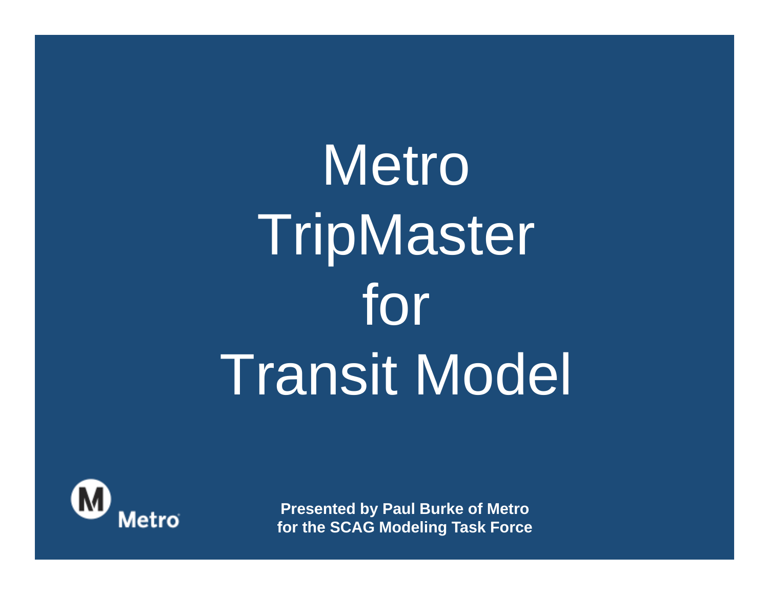# Metro TripMaster for Transit Model

Metro

**Presented by Paul Burke of Metro for the SCAG Modeling Task Force**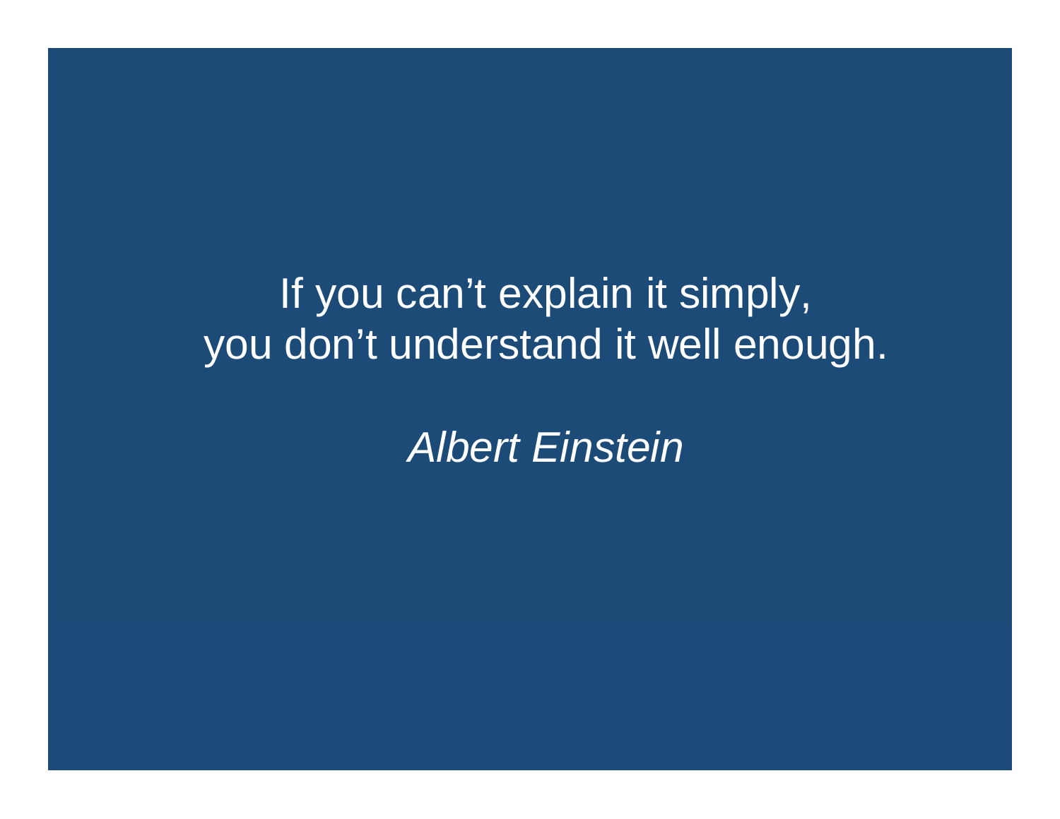If you can’t explain it simply,
you don’t understand it well enough.

*Albert Einstein*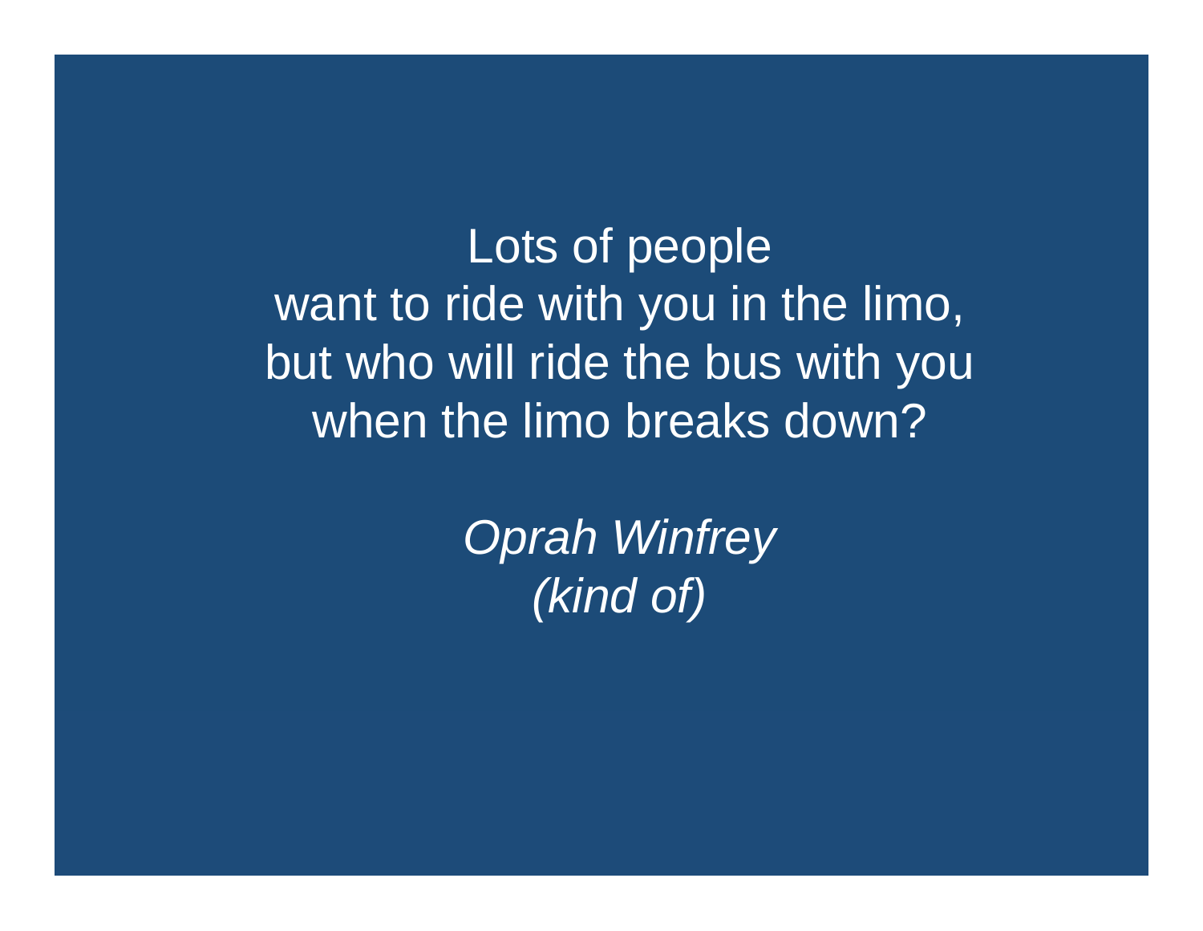Lots of people
want to ride with you in the limo,
but who will ride the bus with you
when the limo breaks down?

*Oprah Winfrey*
*(kind of)*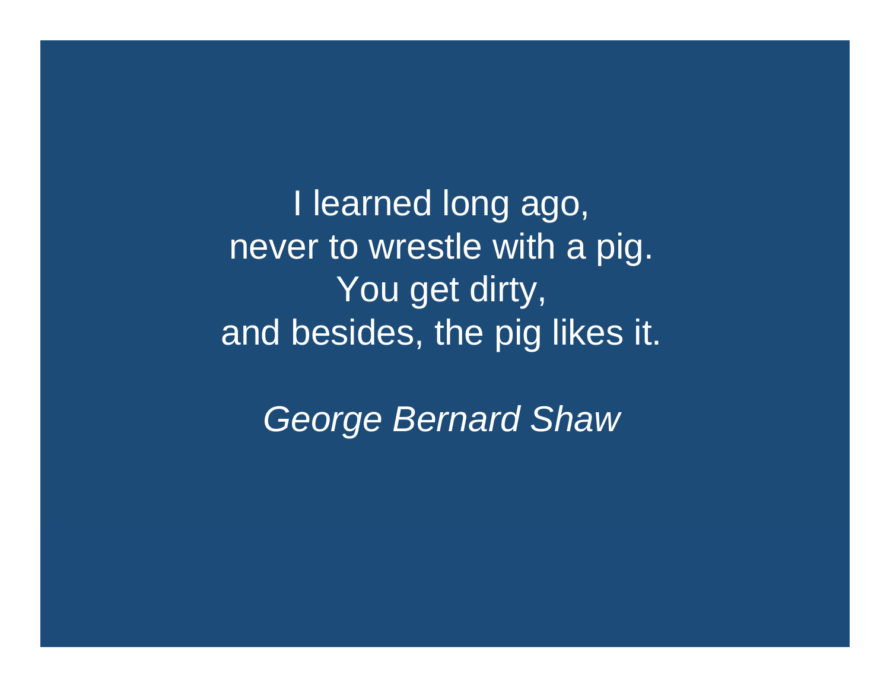I learned long ago,
never to wrestle with a pig.
You get dirty,
and besides, the pig likes it.

*George Bernard Shaw*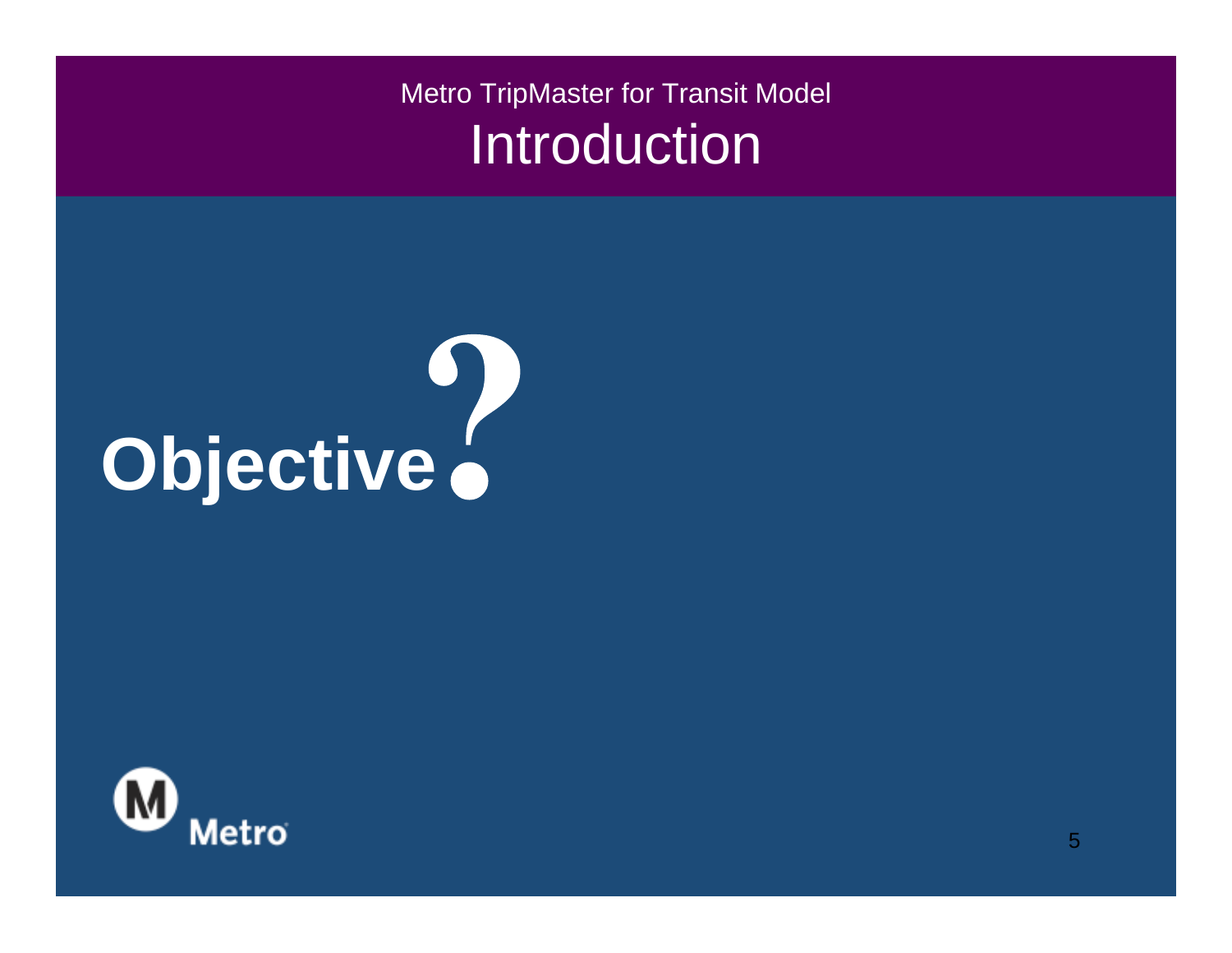Metro TripMaster for Transit Model

# Introduction

**Objective?**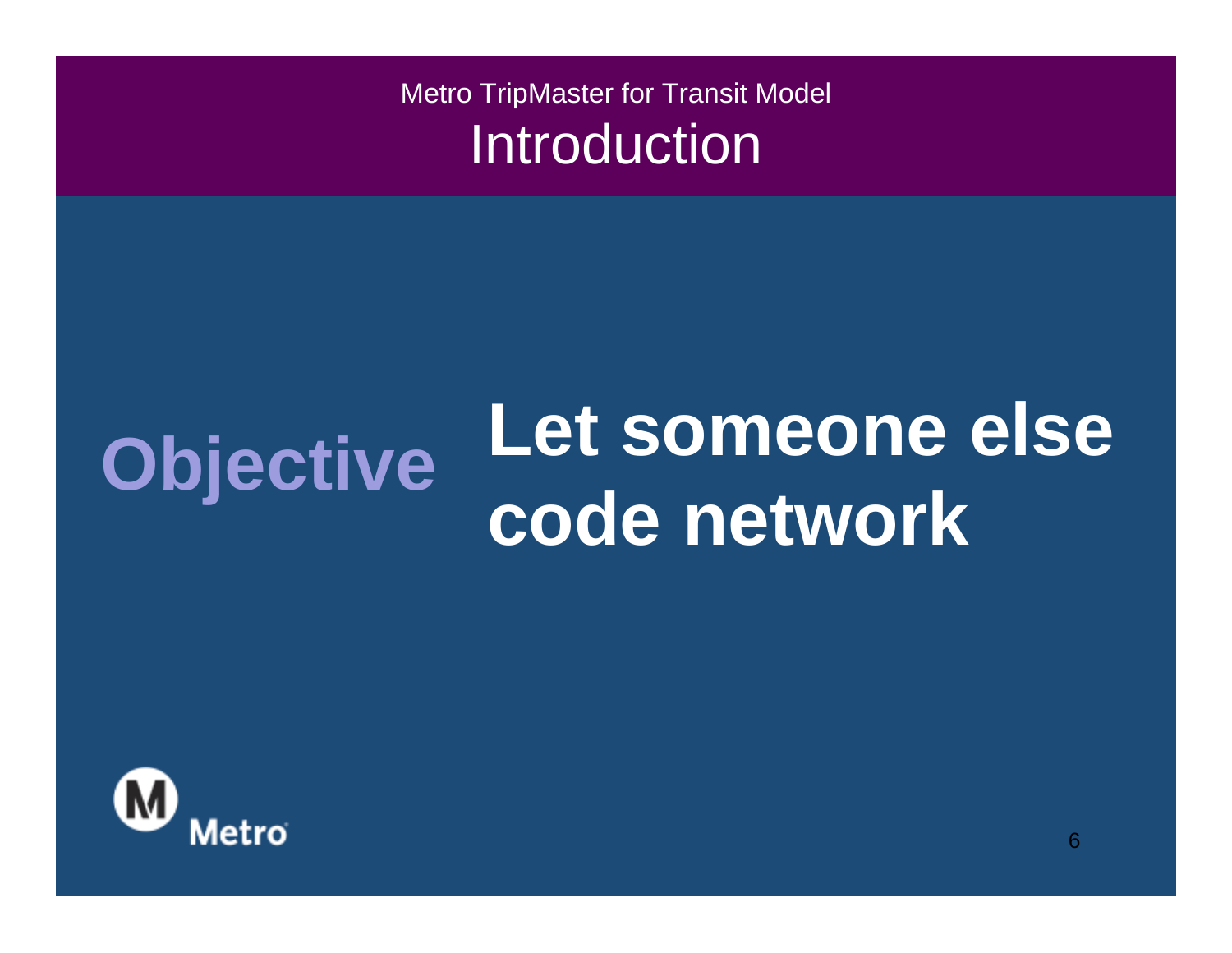Metro TripMaster for Transit Model

# Introduction

**Objective**

**Let someone else code network**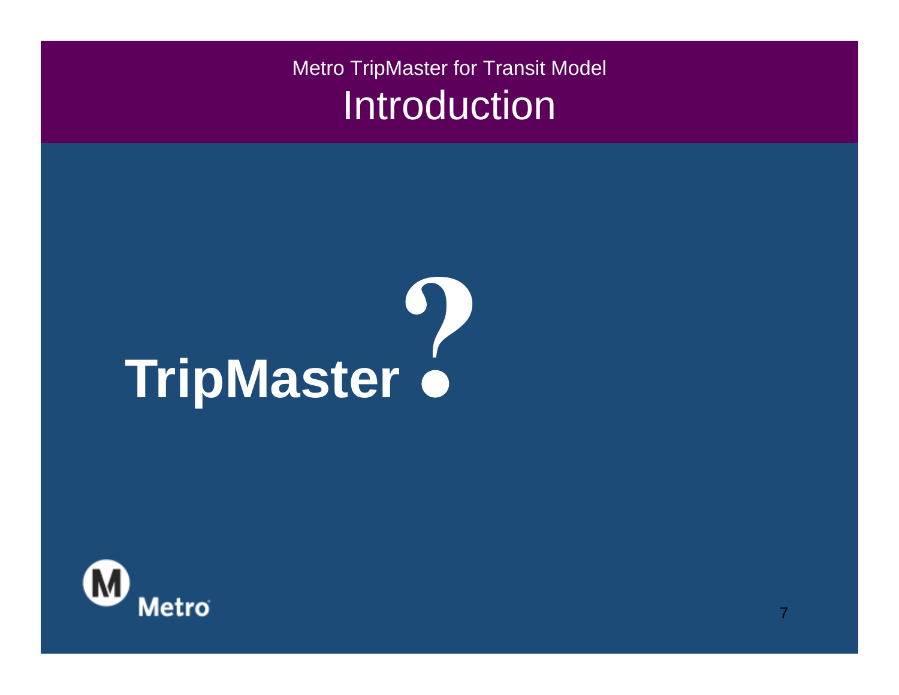Metro TripMaster for Transit Model

# Introduction

**TripMaster ?**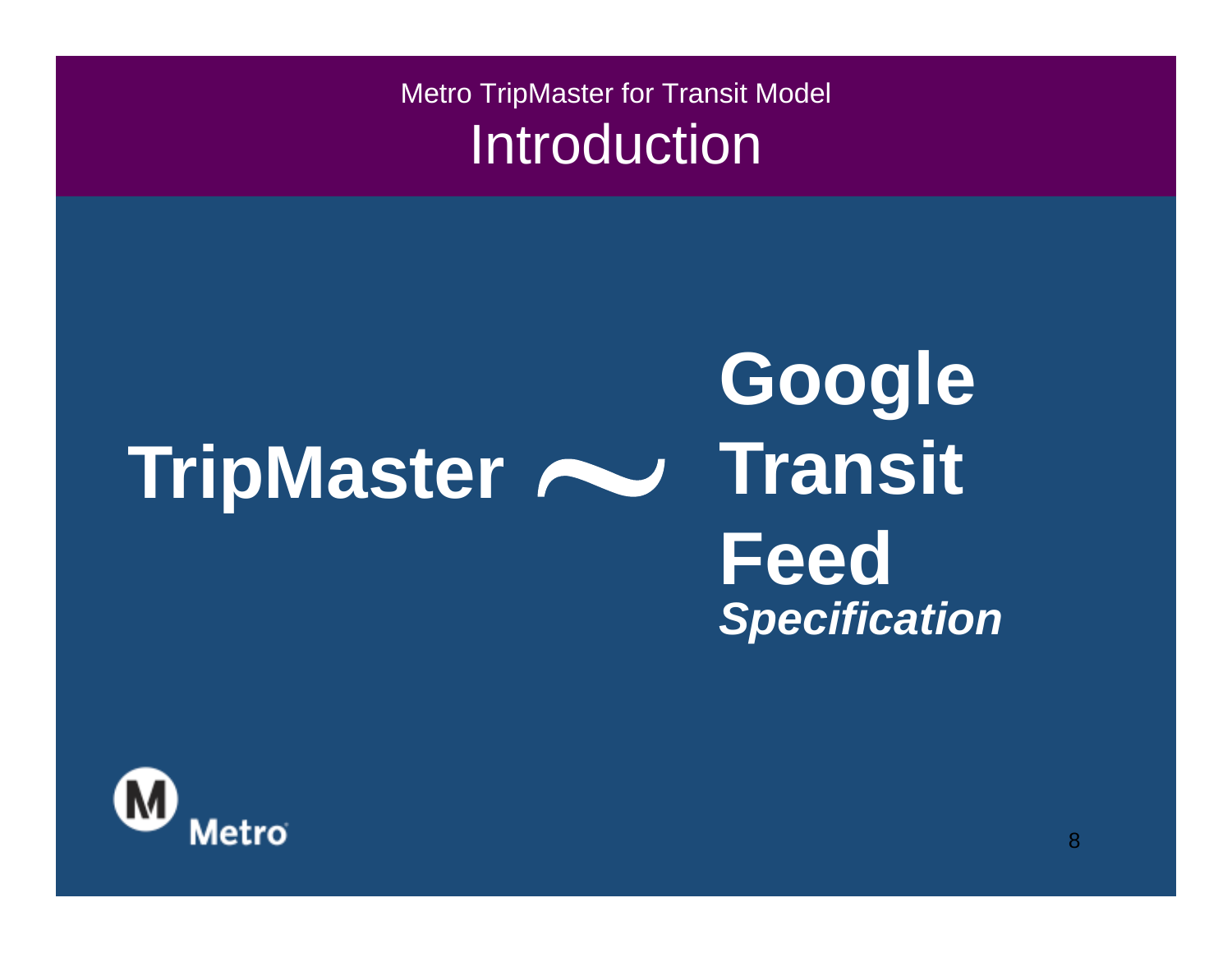Metro TripMaster for Transit Model

# Introduction

**TripMaster ~ Google Transit Feed *Specification***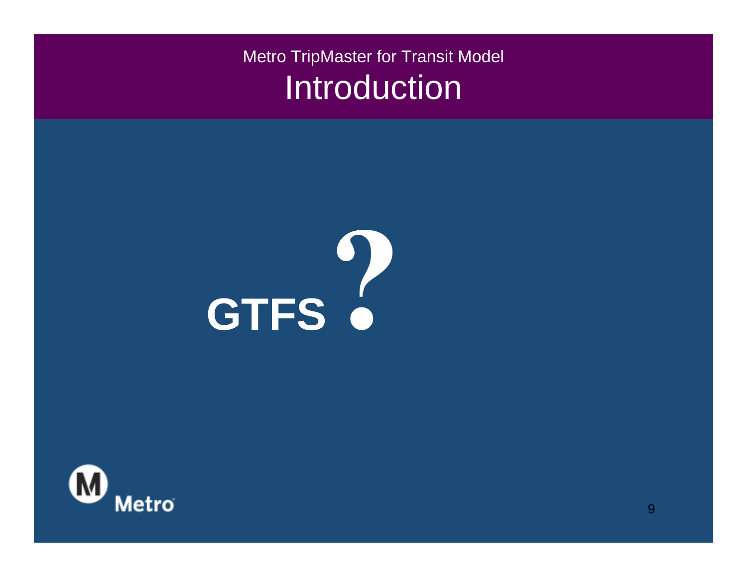Metro TripMaster for Transit Model

# Introduction

**GTFS ?**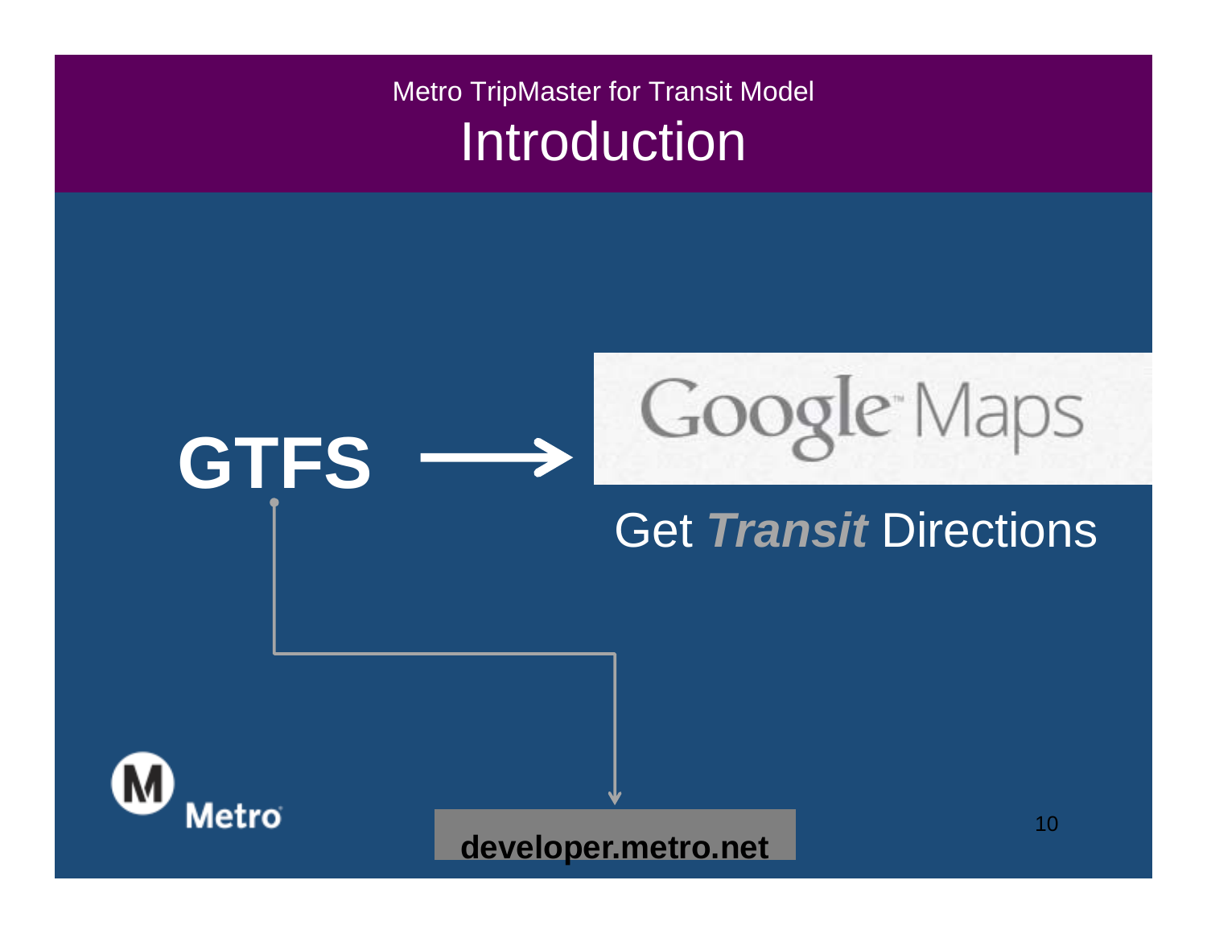Metro TripMaster for Transit Model

# Introduction

**GTFS** → Google Maps

Get ***Transit*** Directions

**developer.metro.net**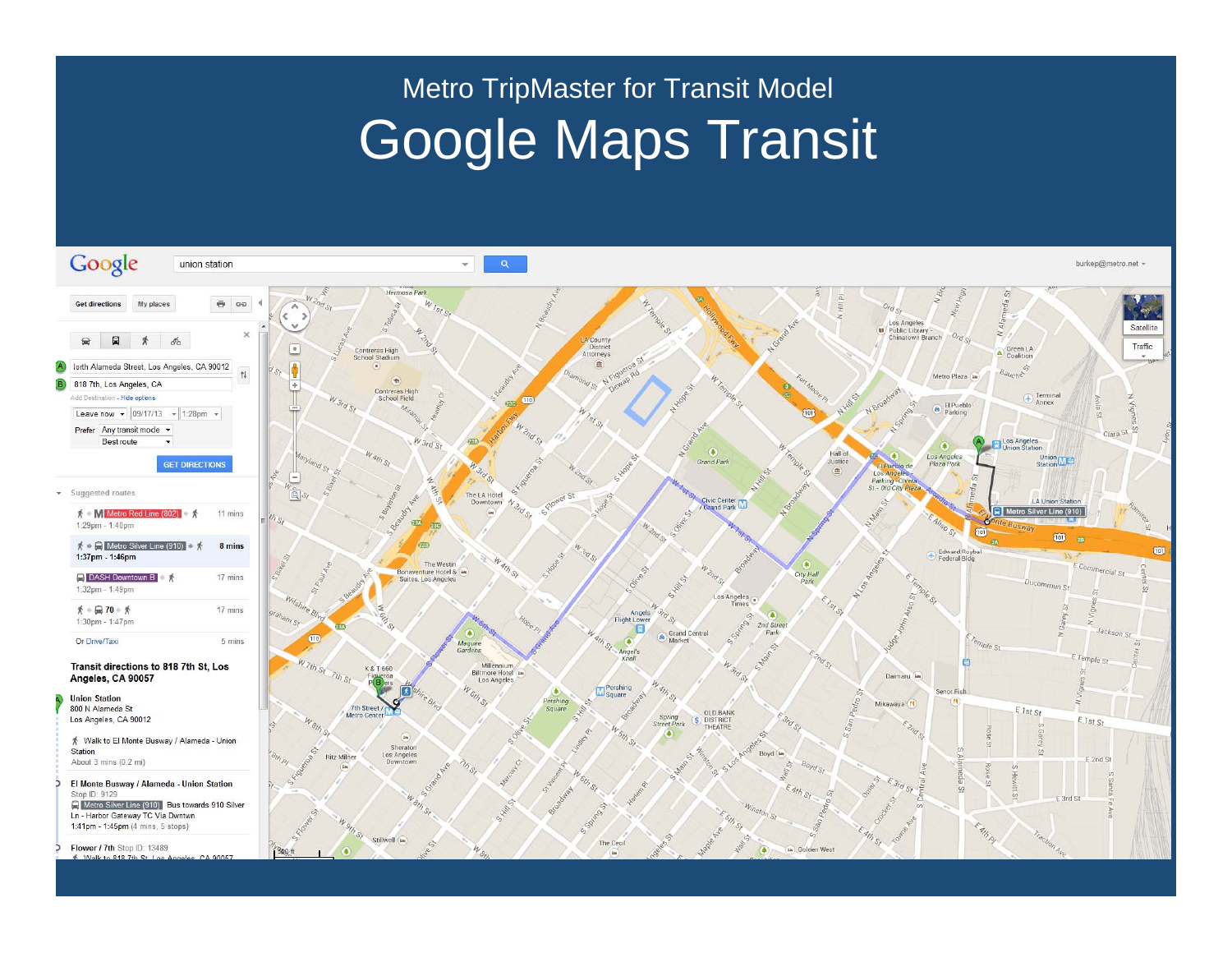Metro TripMaster for Transit Model

# Google Maps Transit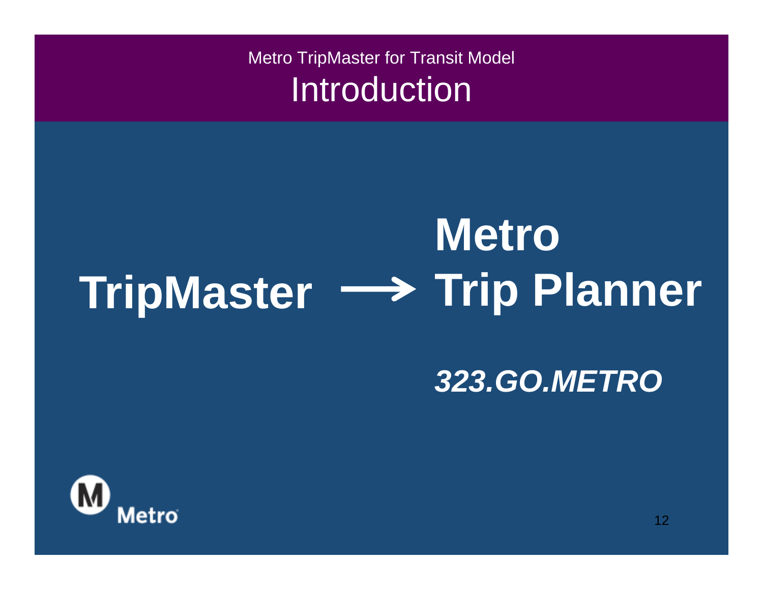Metro TripMaster for Transit Model

# Introduction

**TripMaster → Metro Trip Planner**

***323.GO.METRO***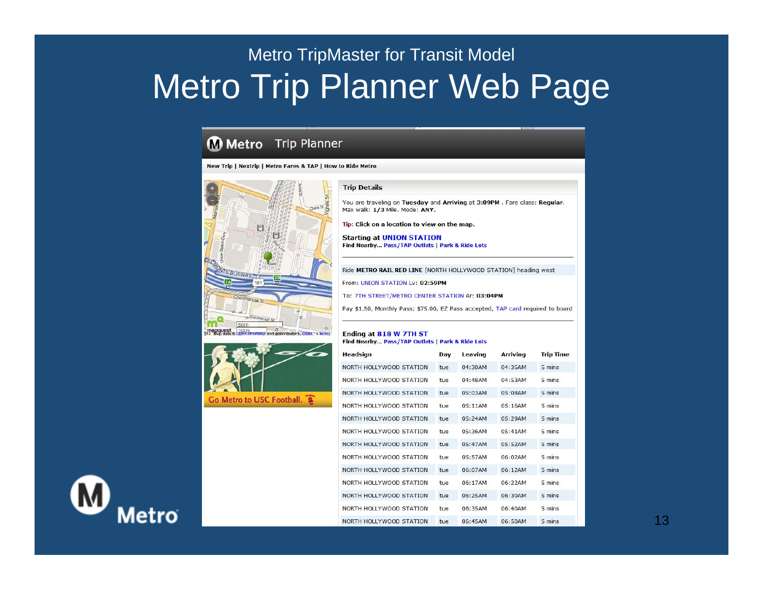Metro TripMaster for Transit Model

# Metro Trip Planner Web Page

**Metro** Trip Planner

New Trip | Nextrip | Metro Fares & TAP | How to Ride Metro

**Trip Details**

You are traveling on **Tuesday** and **Arriving** at **3:09PM** . Fare class: **Regular**. Max walk: **1/3** Mile. Mode: **ANY**.

Tip: Click on a location to view on the map.

**Starting at UNION STATION**
Find Nearby... Pass/TAP Outlets | Park & Ride Lots

Ride **METRO RAIL RED LINE** [NORTH HOLLYWOOD STATION] heading west

From: UNION STATION Lv: **02:59PM**

To: 7TH STREET/METRO CENTER STATION Ar: **03:04PM**

Pay $1.50, Monthly Pass: $75.00, EZ Pass accepted, TAP card required to board

**Ending at 818 W 7TH ST**
Find Nearby... Pass/TAP Outlets | Park & Ride Lots

| Headsign | Day | Leaving | Arriving | Trip Time |
|---|---|---|---|---|
| NORTH HOLLYWOOD STATION | tue | 04:30AM | 04:35AM | 5 mins |
| NORTH HOLLYWOOD STATION | tue | 04:48AM | 04:53AM | 5 mins |
| NORTH HOLLYWOOD STATION | tue | 05:03AM | 05:08AM | 5 mins |
| NORTH HOLLYWOOD STATION | tue | 05:11AM | 05:16AM | 5 mins |
| NORTH HOLLYWOOD STATION | tue | 05:24AM | 05:29AM | 5 mins |
| NORTH HOLLYWOOD STATION | tue | 05:36AM | 05:41AM | 5 mins |
| NORTH HOLLYWOOD STATION | tue | 05:47AM | 05:52AM | 5 mins |
| NORTH HOLLYWOOD STATION | tue | 05:57AM | 06:02AM | 5 mins |
| NORTH HOLLYWOOD STATION | tue | 06:07AM | 06:12AM | 5 mins |
| NORTH HOLLYWOOD STATION | tue | 06:17AM | 06:22AM | 5 mins |
| NORTH HOLLYWOOD STATION | tue | 06:25AM | 06:30AM | 5 mins |
| NORTH HOLLYWOOD STATION | tue | 06:35AM | 06:40AM | 5 mins |
| NORTH HOLLYWOOD STATION | tue | 06:45AM | 06:50AM | 5 mins |

Go Metro to USC Football.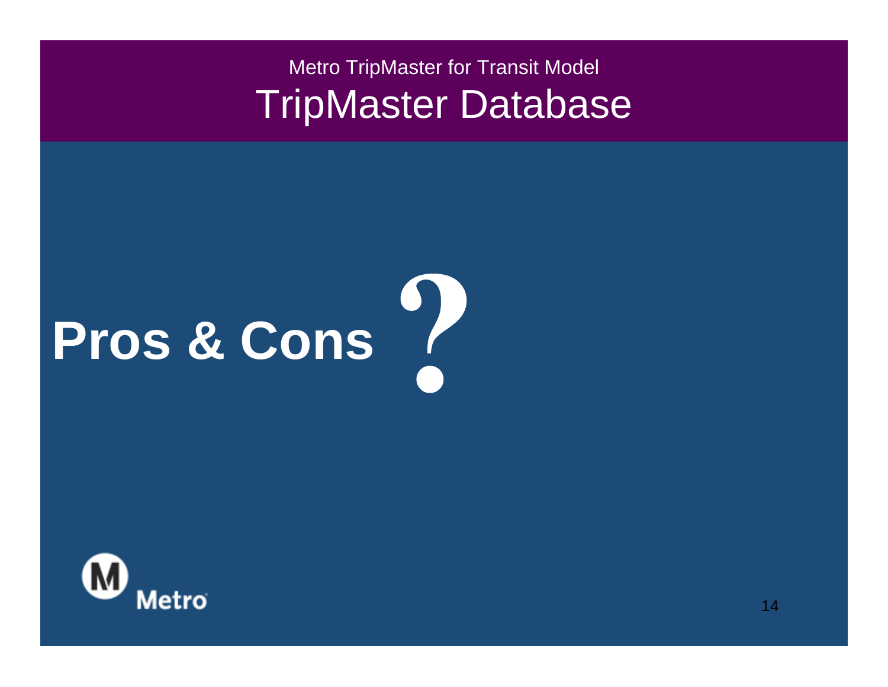Metro TripMaster for Transit Model

# TripMaster Database

**Pros & Cons ?**

Metro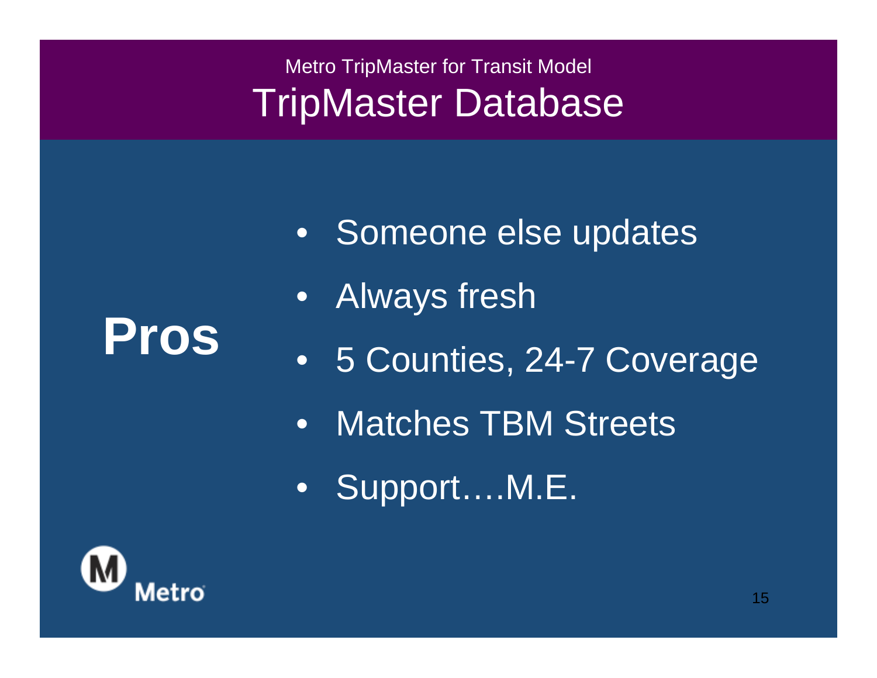Metro TripMaster for Transit Model

# TripMaster Database

**Pros**

- Someone else updates
- Always fresh
- 5 Counties, 24-7 Coverage
- Matches TBM Streets
- Support….M.E.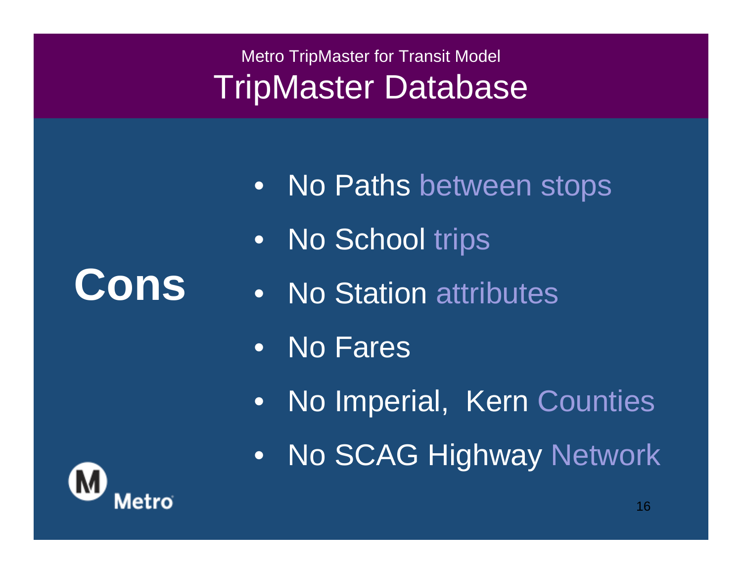Metro TripMaster for Transit Model

# TripMaster Database

## Cons

- No Paths between stops
- No School trips
- No Station attributes
- No Fares
- No Imperial,  Kern Counties
- No SCAG Highway Network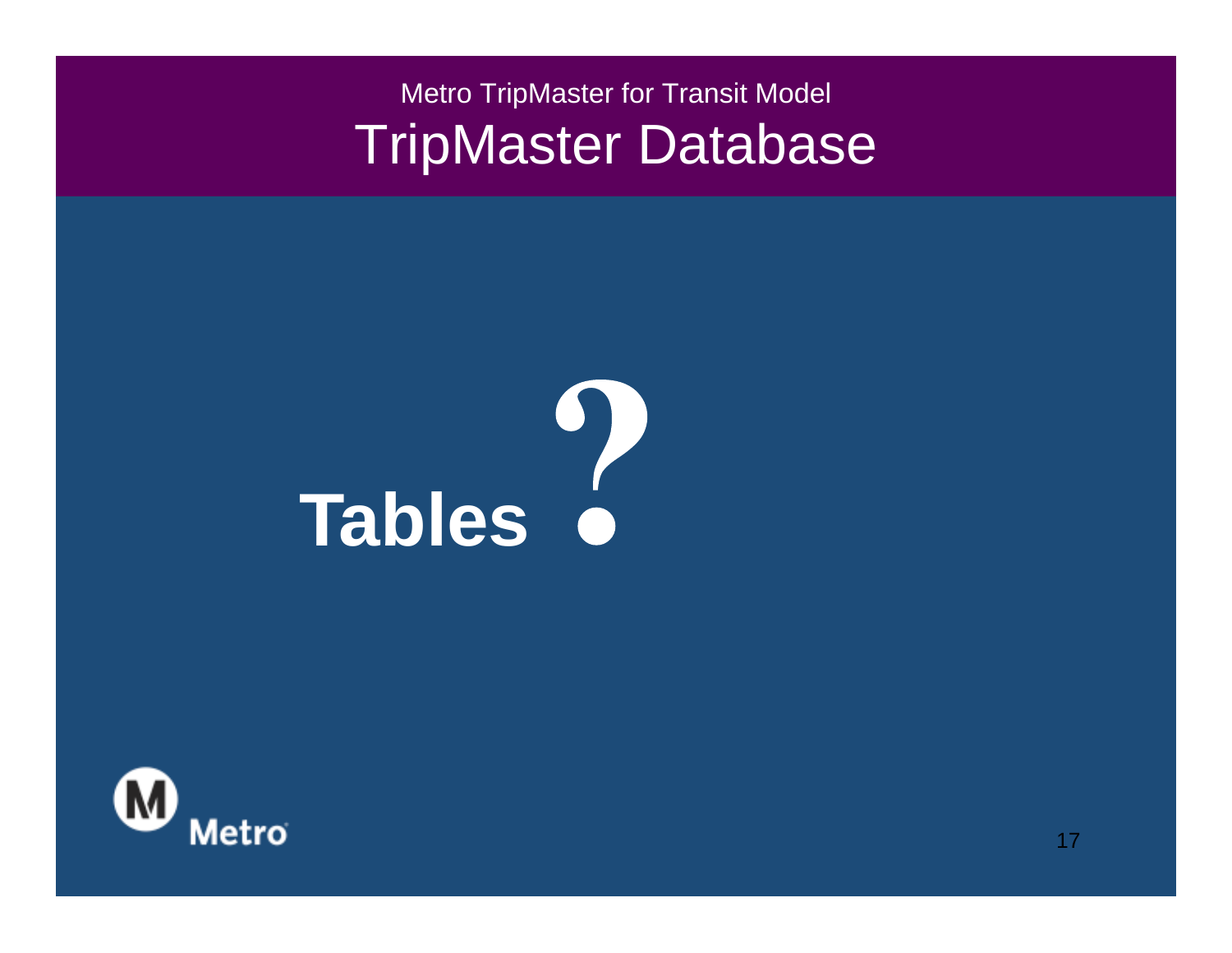Metro TripMaster for Transit Model

# TripMaster Database

**Tables ?**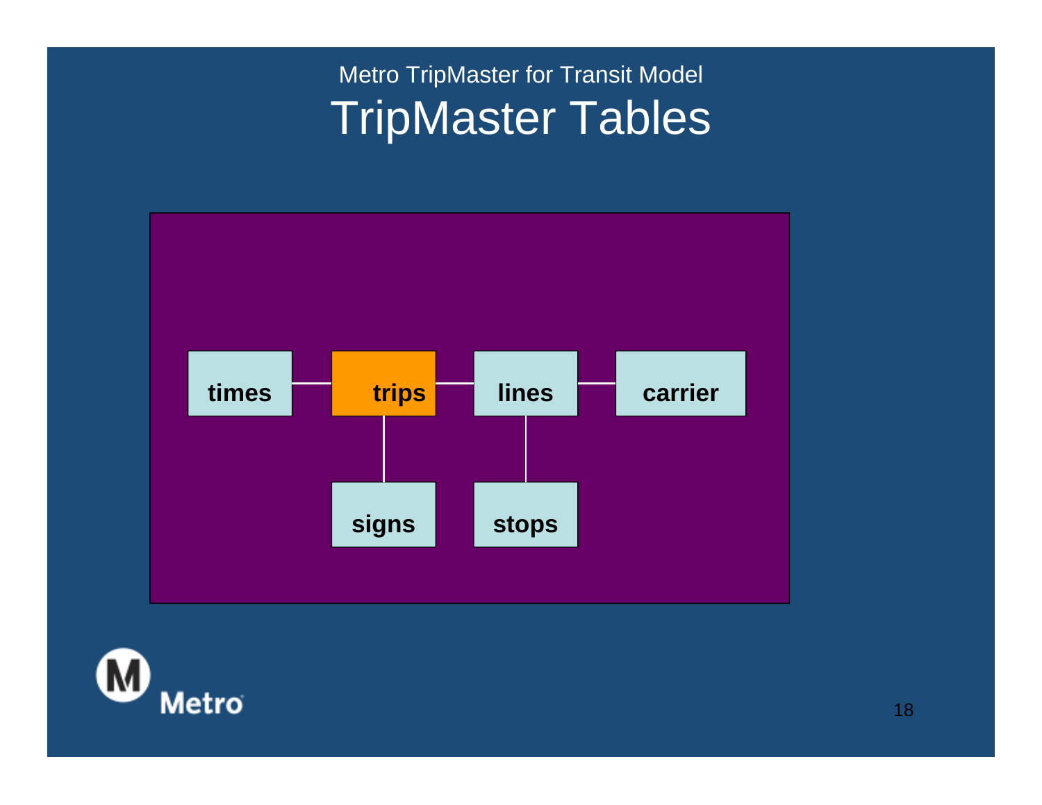Metro TripMaster for Transit Model

# TripMaster Tables

**times**

**trips**

**lines**

**carrier**

**signs**

**stops**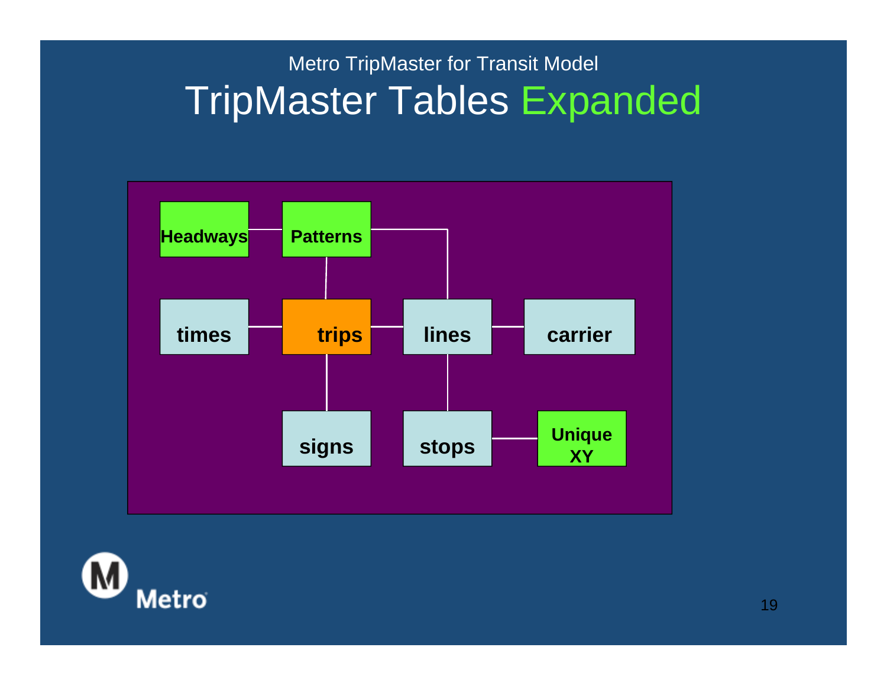Metro TripMaster for Transit Model

# TripMaster Tables Expanded

Headways

Patterns

times

trips

lines

carrier

signs

stops

Unique XY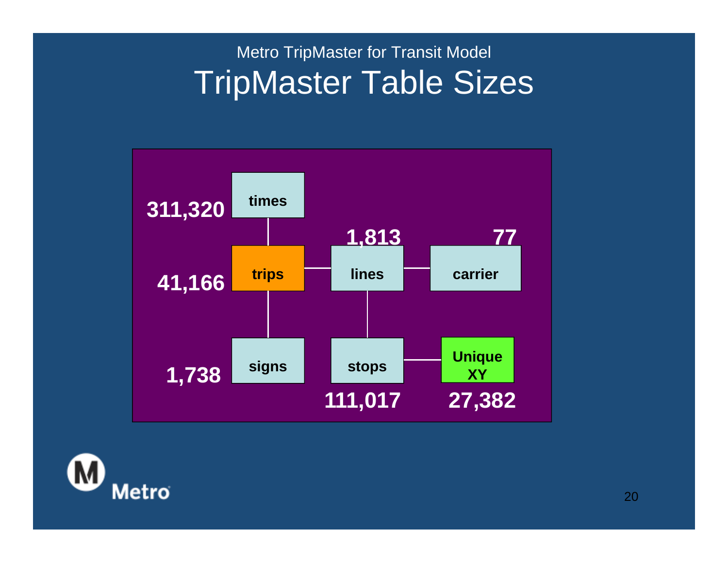Metro TripMaster for Transit Model

# TripMaster Table Sizes

| Table | Size |
| --- | --- |
| times | 311,320 |
| trips | 41,166 |
| signs | 1,738 |
| lines | 1,813 |
| carrier | 77 |
| stops | 111,017 |
| Unique XY | 27,382 |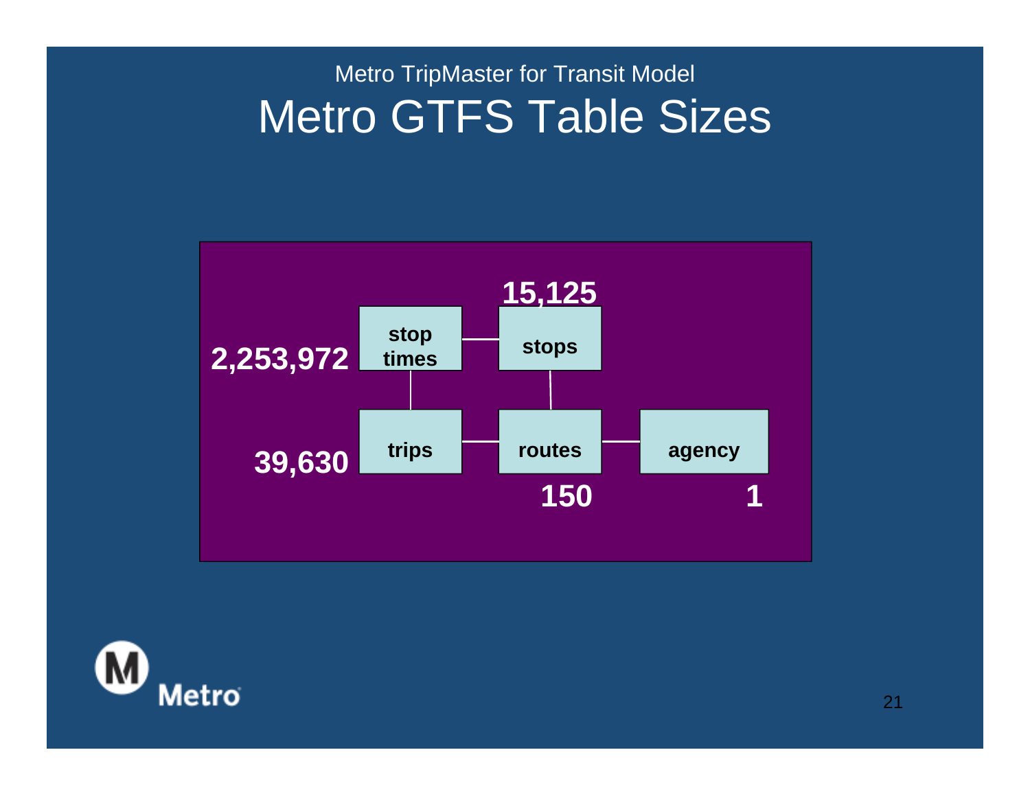Metro TripMaster for Transit Model

# Metro GTFS Table Sizes

| Table | Size |
| --- | --- |
| stop times | 2,253,972 |
| stops | 15,125 |
| trips | 39,630 |
| routes | 150 |
| agency | 1 |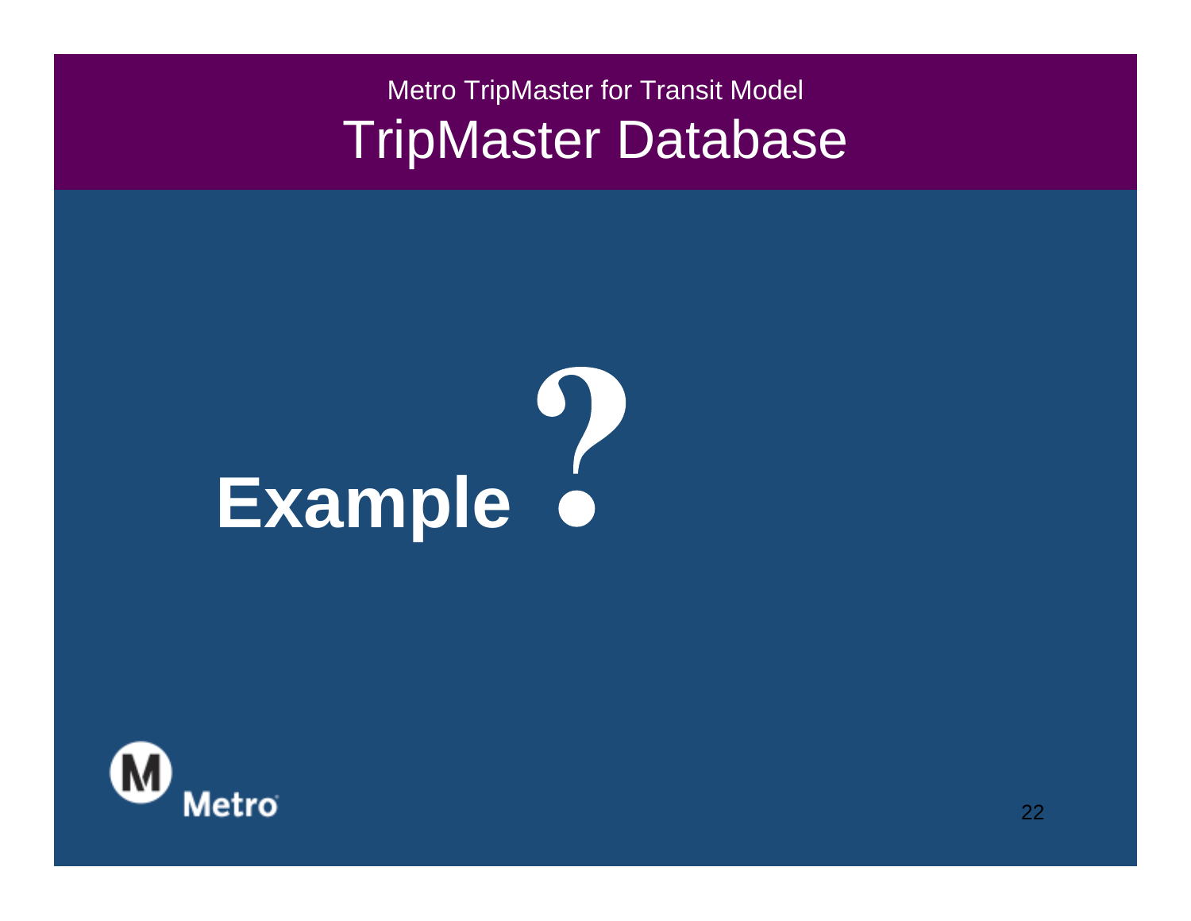Metro TripMaster for Transit Model

# TripMaster Database

**Example ?**

Metro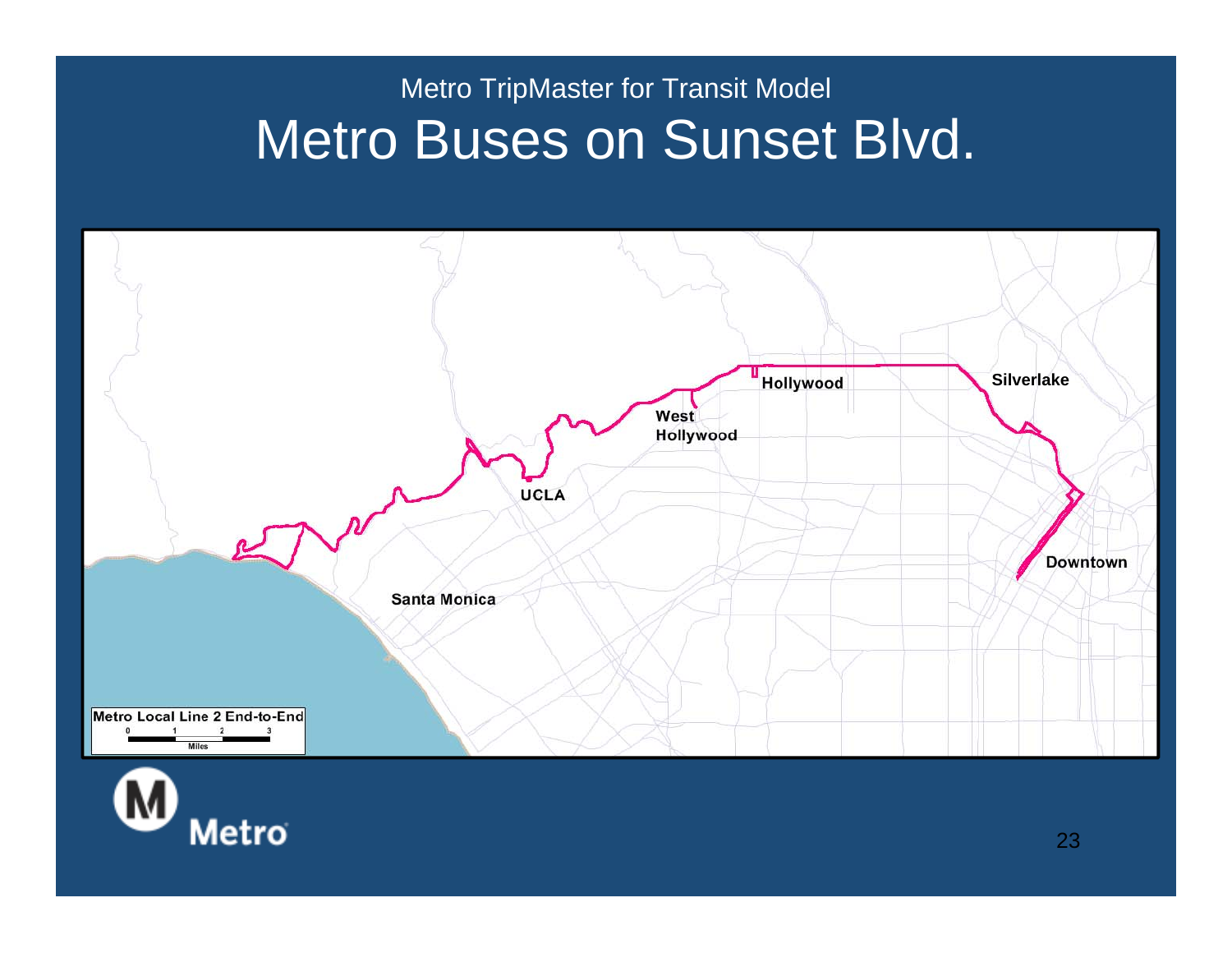Metro TripMaster for Transit Model

# Metro Buses on Sunset Blvd.

Hollywood

Silverlake

West Hollywood

UCLA

Downtown

Santa Monica

Metro Local Line 2 End-to-End

0 1 2 3

Miles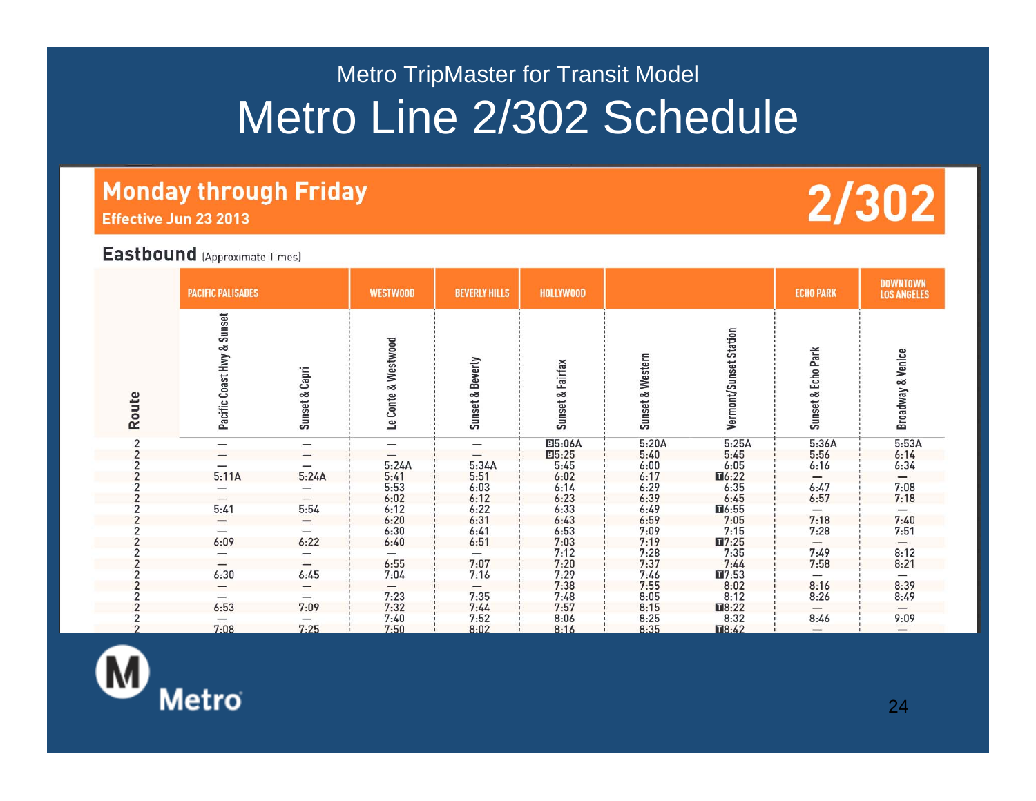Metro TripMaster for Transit Model

# Metro Line 2/302 Schedule

## Monday through Friday

**Effective Jun 23 2013**

**2/302**

### Eastbound (Approximate Times)

| | PACIFIC PALISADES | | WESTWOOD | BEVERLY HILLS | HOLLYWOOD | | | ECHO PARK | DOWNTOWN LOS ANGELES |
|---|---|---|---|---|---|---|---|---|---|
| Route | Pacific Coast Hwy & Sunset | Sunset & Capri | Le Conte & Westwood | Sunset & Beverly | Sunset & Fairfax | Sunset & Western | Vermont/Sunset Station | Sunset & Echo Park | Broadway & Venice |
| 2 | — | — | — | — | B5:06A | 5:20A | 5:25A | 5:36A | 5:53A |
| 2 | — | — | — | — | B5:25 | 5:40 | 5:45 | 5:56 | 6:14 |
| 2 | — | — | 5:24A | 5:34A | 5:45 | 6:00 | 6:05 | 6:16 | 6:34 |
| 2 | 5:11A | 5:24A | 5:41 | 5:51 | 6:02 | 6:17 | T6:22 | — | — |
| 2 | — | — | 5:53 | 6:03 | 6:14 | 6:29 | 6:35 | 6:47 | 7:08 |
| 2 | — | — | 6:02 | 6:12 | 6:23 | 6:39 | 6:45 | 6:57 | 7:18 |
| 2 | 5:41 | 5:54 | 6:12 | 6:22 | 6:33 | 6:49 | T6:55 | — | — |
| 2 | — | — | 6:20 | 6:31 | 6:43 | 6:59 | 7:05 | 7:18 | 7:40 |
| 2 | — | — | 6:30 | 6:41 | 6:53 | 7:09 | 7:15 | 7:28 | 7:51 |
| 2 | 6:09 | 6:22 | 6:40 | 6:51 | 7:03 | 7:19 | T7:25 | — | — |
| 2 | — | — | — | — | 7:12 | 7:28 | 7:35 | 7:49 | 8:12 |
| 2 | — | — | 6:55 | 7:07 | 7:20 | 7:37 | 7:44 | 7:58 | 8:21 |
| 2 | 6:30 | 6:45 | 7:04 | 7:16 | 7:29 | 7:46 | T7:53 | — | — |
| 2 | — | — | — | — | 7:38 | 7:55 | 8:02 | 8:16 | 8:39 |
| 2 | — | — | 7:23 | 7:35 | 7:48 | 8:05 | 8:12 | 8:26 | 8:49 |
| 2 | 6:53 | 7:09 | 7:32 | 7:44 | 7:57 | 8:15 | T8:22 | — | — |
| 2 | — | — | 7:40 | 7:52 | 8:06 | 8:25 | 8:32 | 8:46 | 9:09 |
| 2 | 7:08 | 7:25 | 7:50 | 8:02 | 8:16 | 8:35 | T8:42 | — | — |

Metro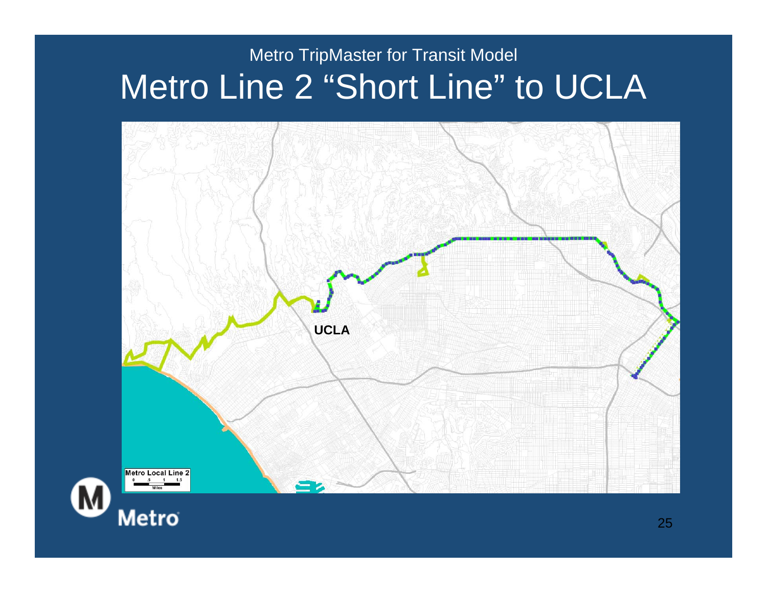Metro TripMaster for Transit Model

# Metro Line 2 “Short Line” to UCLA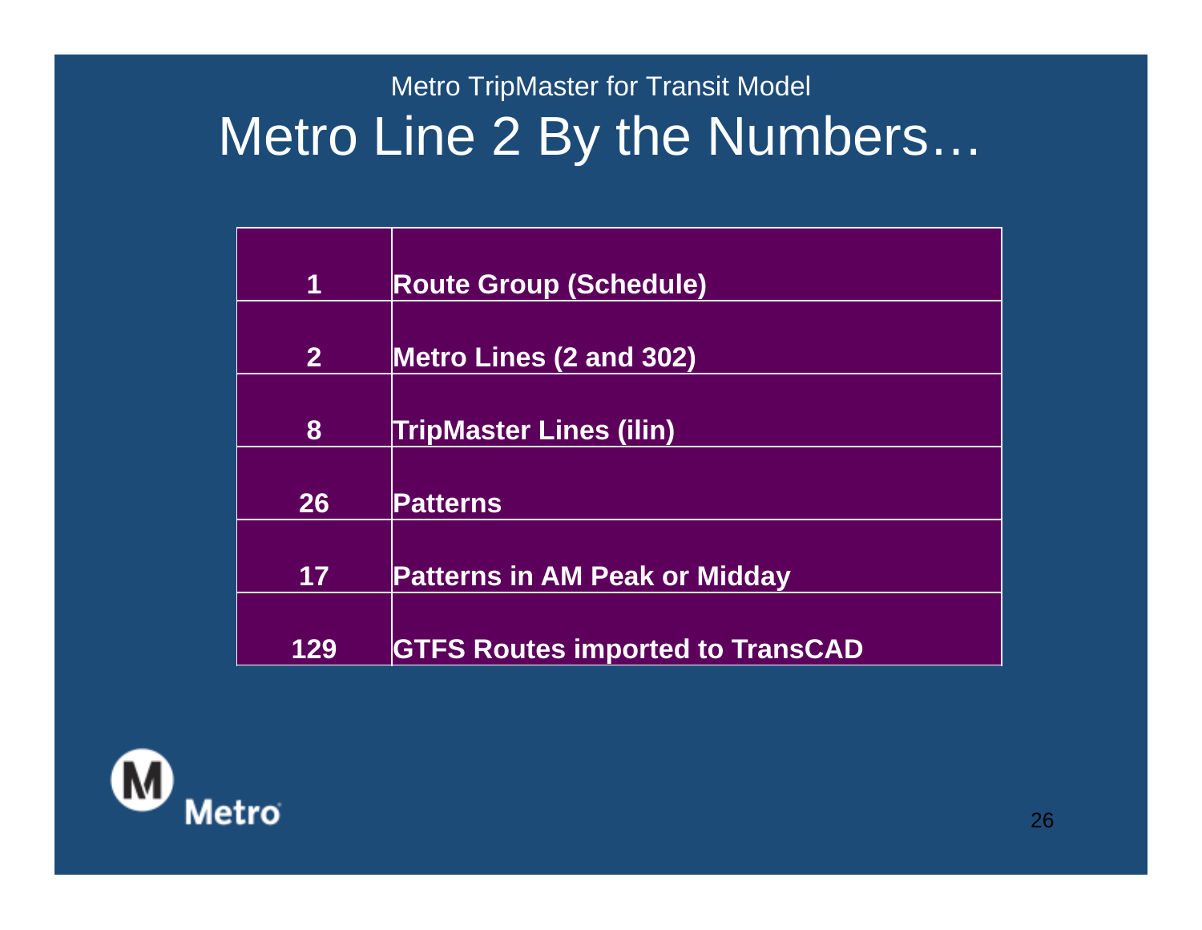Metro TripMaster for Transit Model

# Metro Line 2 By the Numbers…

| | |
|---|---|
| **1** | **Route Group (Schedule)** |
| **2** | **Metro Lines (2 and 302)** |
| **8** | **TripMaster Lines (ilin)** |
| **26** | **Patterns** |
| **17** | **Patterns in AM Peak or Midday** |
| **129** | **GTFS Routes imported to TransCAD** |

Metro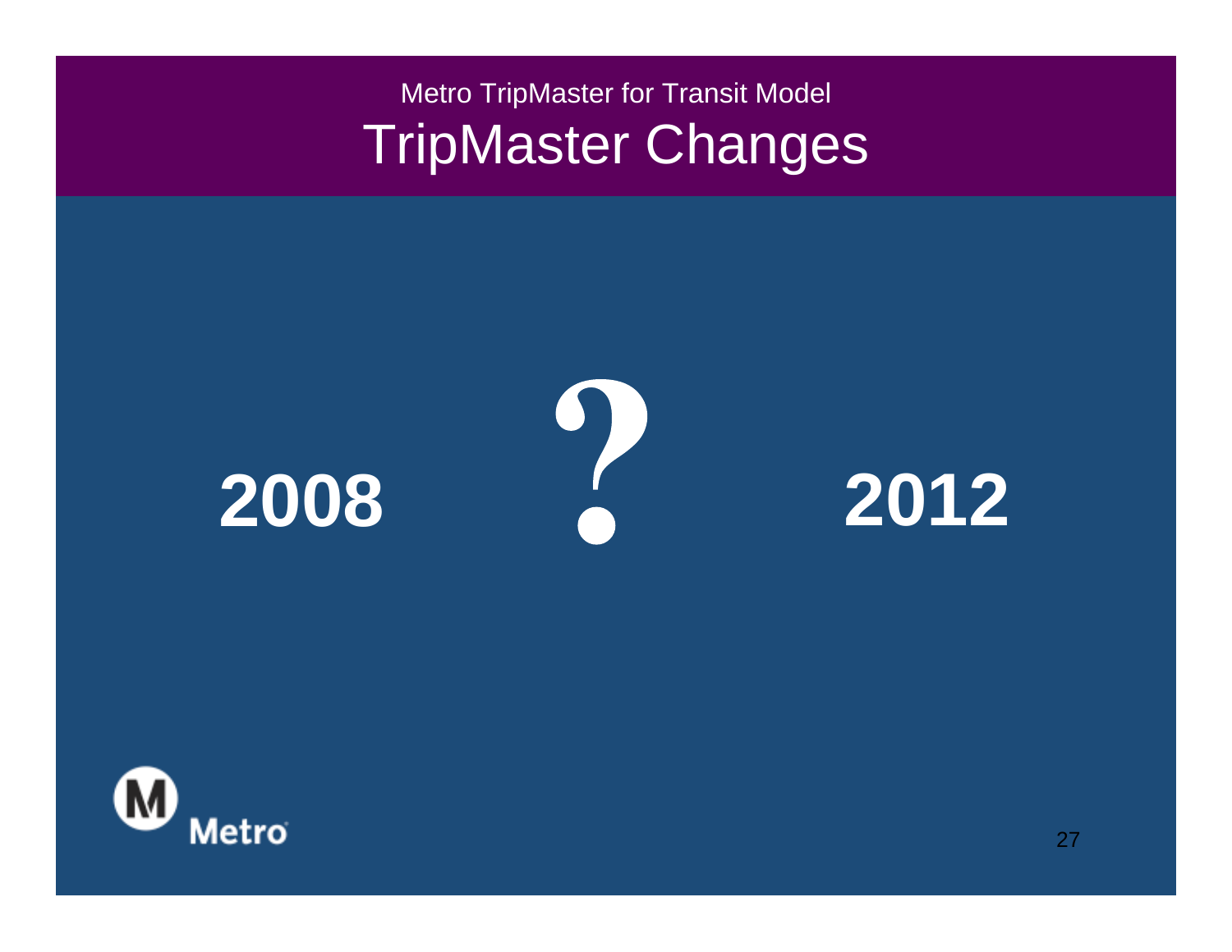Metro TripMaster for Transit Model

# TripMaster Changes

**2008** **?** **2012**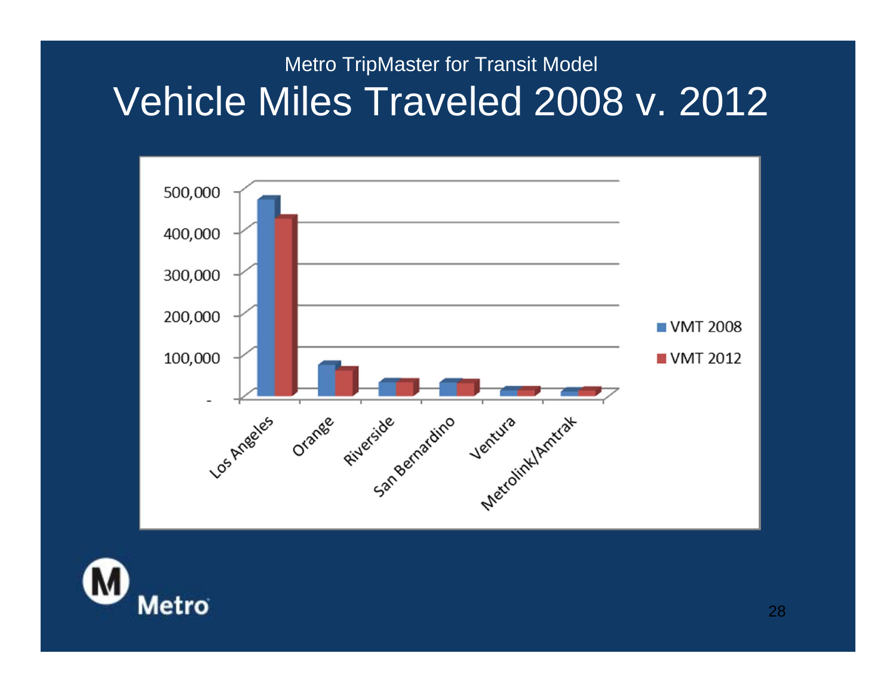Metro TripMaster for Transit Model

# Vehicle Miles Traveled 2008 v. 2012

500,000
400,000
300,000
200,000
100,000
-

Los Angeles
Orange
Riverside
San Bernardino
Ventura
Metrolink/Amtrak

VMT 2008
VMT 2012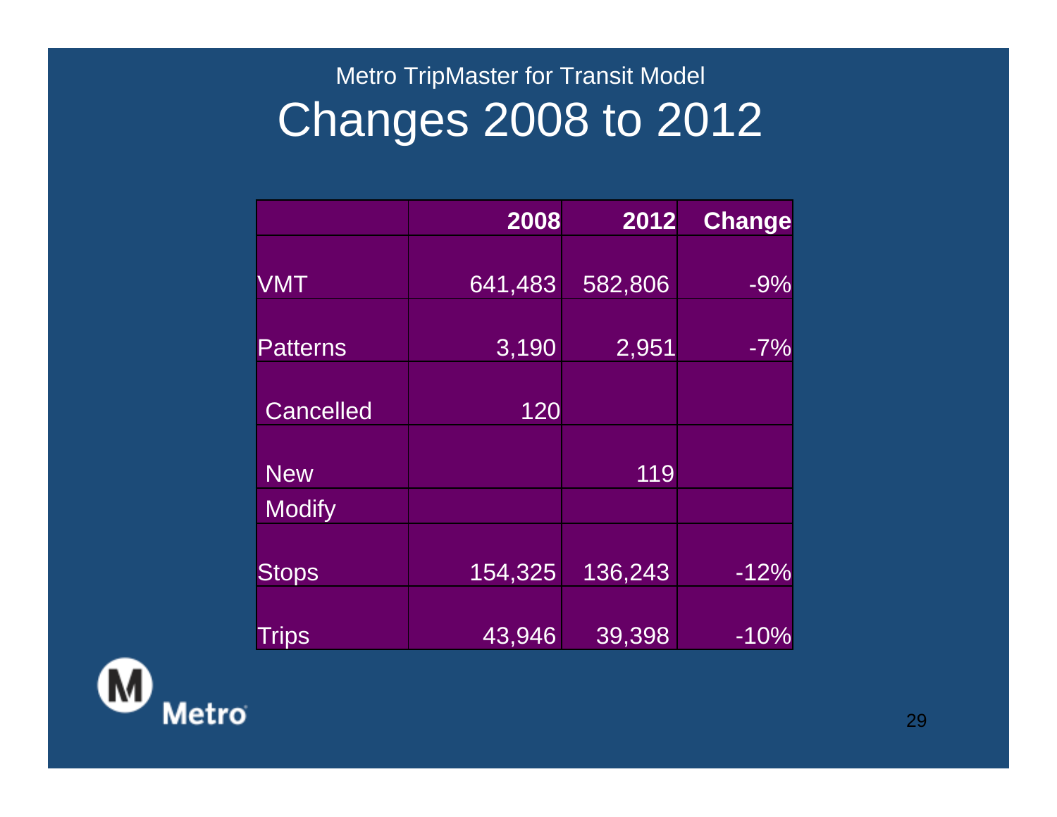Metro TripMaster for Transit Model

# Changes 2008 to 2012

| | 2008 | 2012 | Change |
|---|---|---|---|
| VMT | 641,483 | 582,806 | -9% |
| Patterns | 3,190 | 2,951 | -7% |
| Cancelled | 120 | | |
| New | | 119 | |
| Modify | | | |
| Stops | 154,325 | 136,243 | -12% |
| Trips | 43,946 | 39,398 | -10% |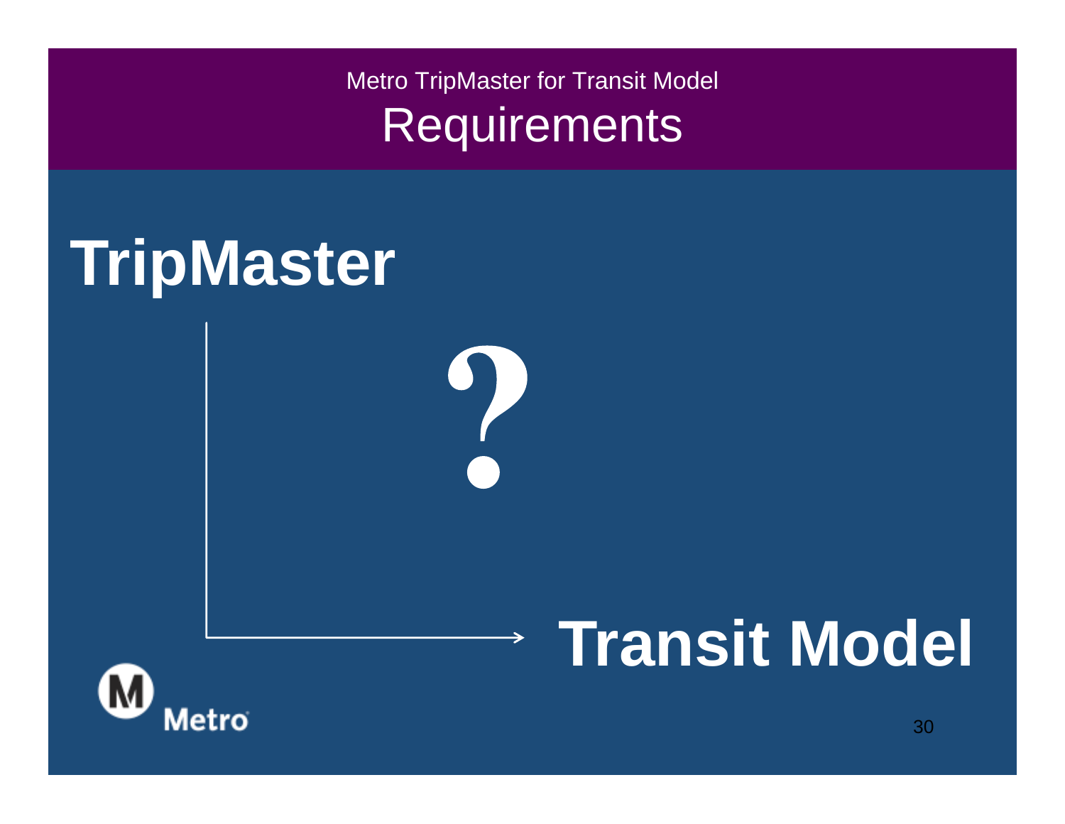Metro TripMaster for Transit Model

# Requirements

**TripMaster**

?

**Transit Model**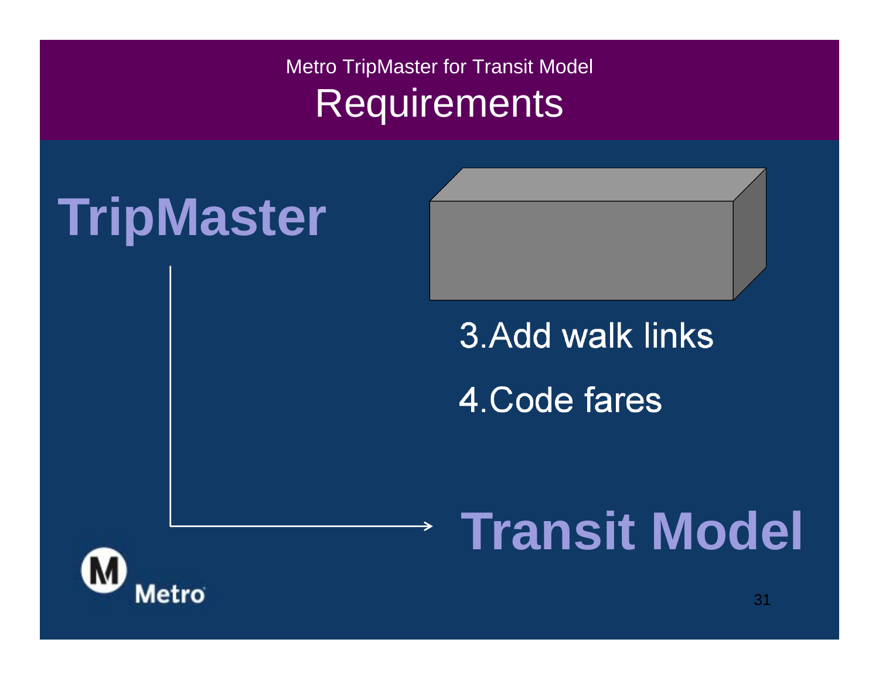Metro TripMaster for Transit Model

# Requirements

**TripMaster**

3. Add walk links
4. Code fares

**Transit Model**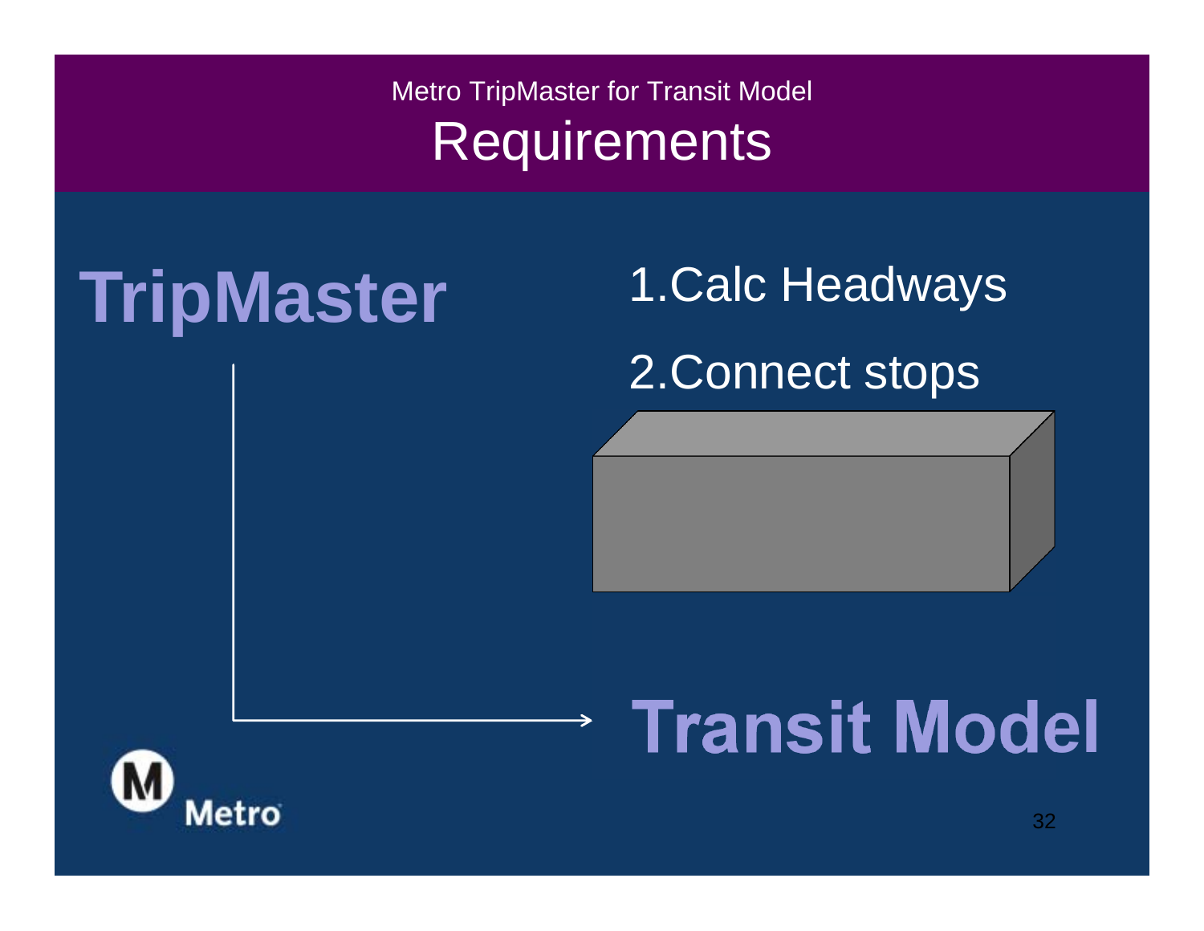Metro TripMaster for Transit Model

# Requirements

**TripMaster**

1. Calc Headways
2. Connect stops

**Transit Model**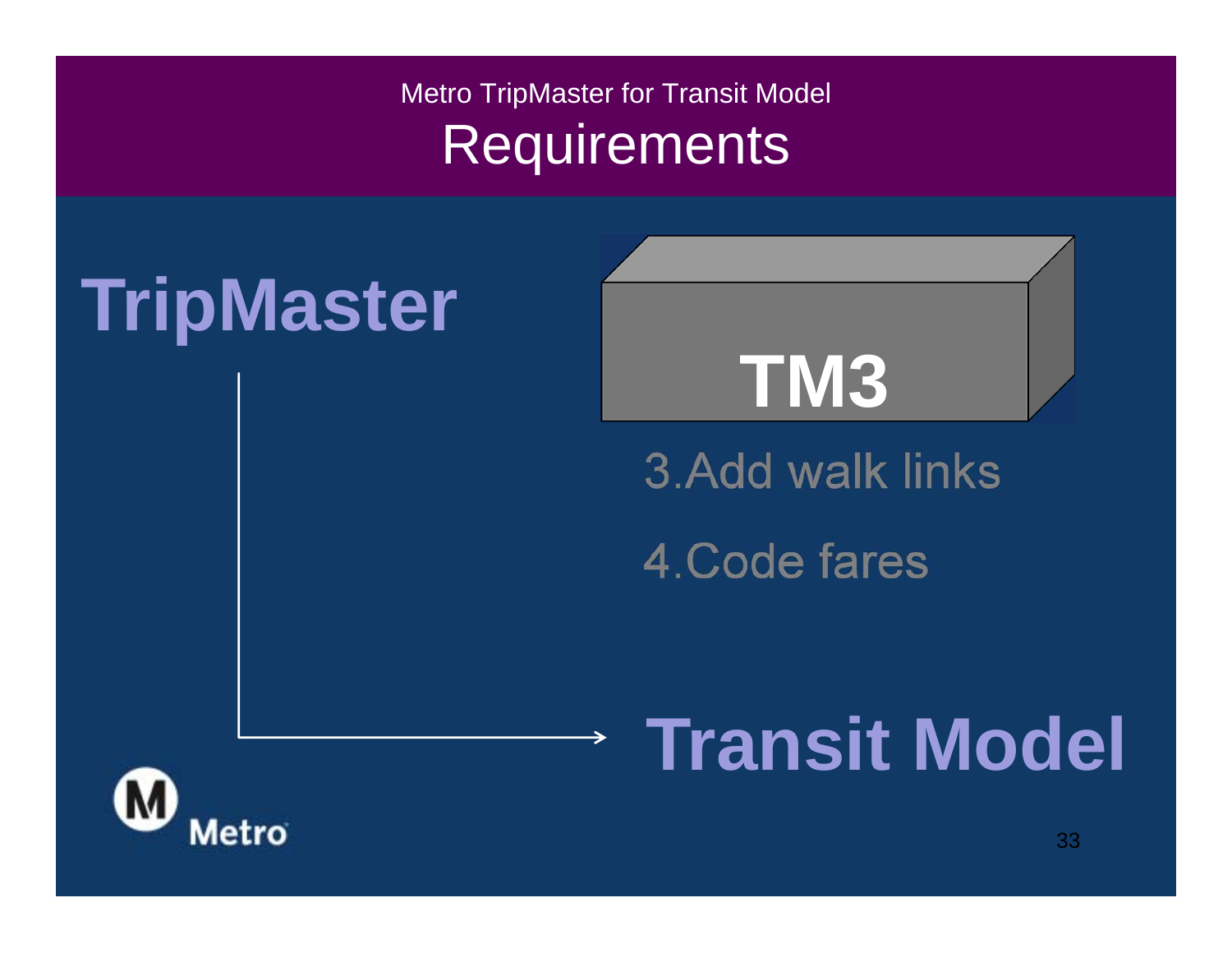Metro TripMaster for Transit Model

# Requirements

**TripMaster**

**TM3**

3. Add walk links

4. Code fares

**Transit Model**

Metro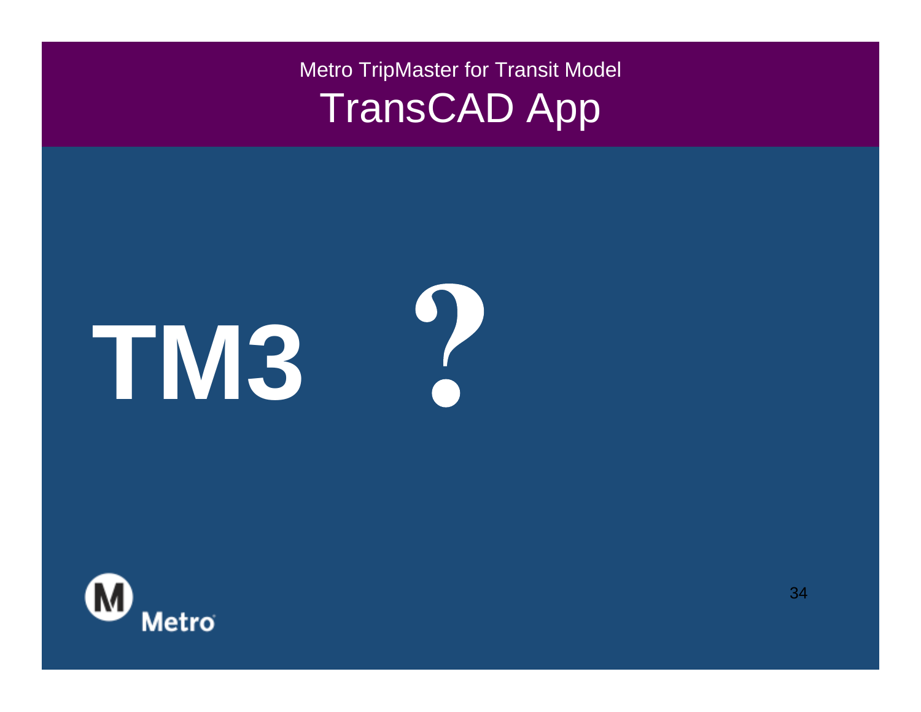Metro TripMaster for Transit Model

# TransCAD App

# TM3 ?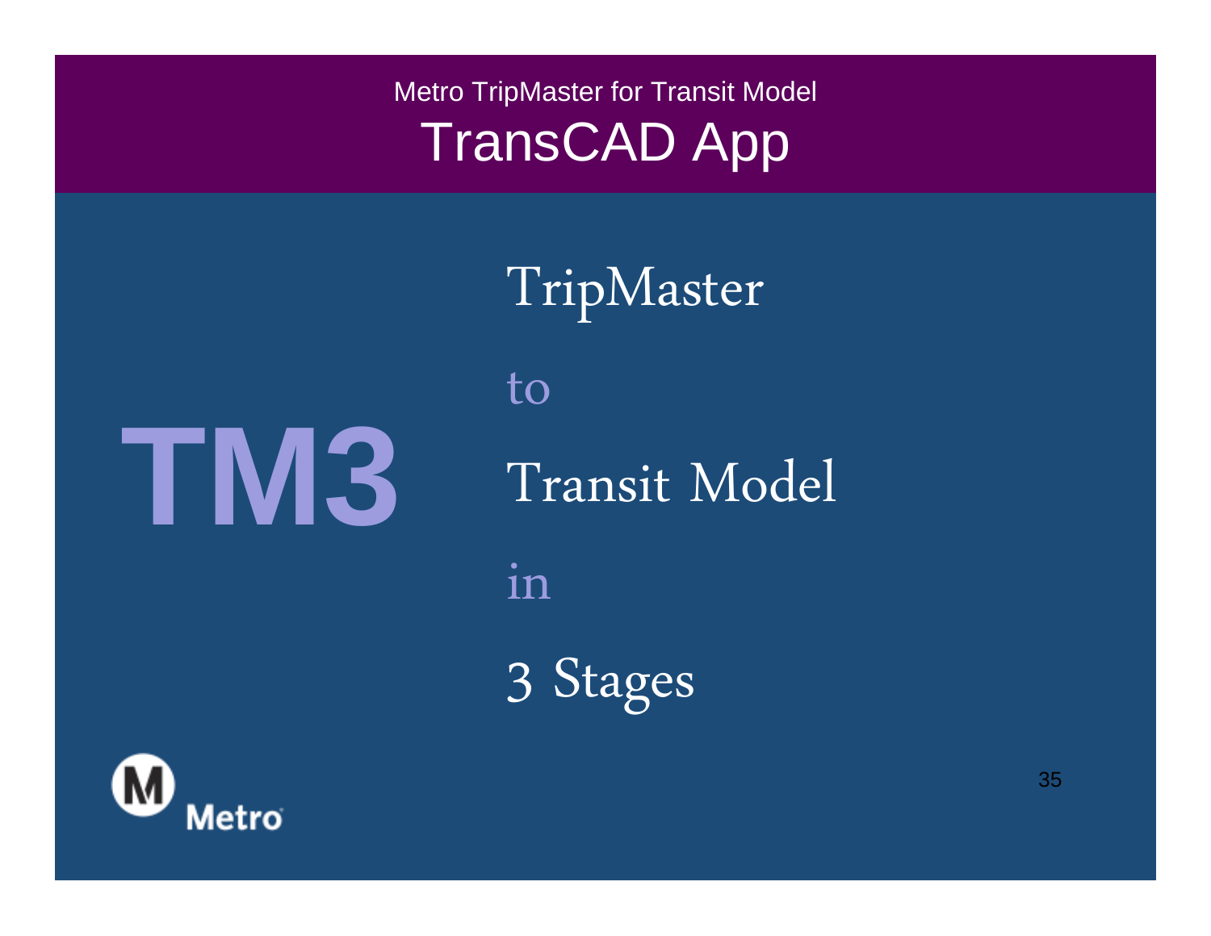Metro TripMaster for Transit Model

# TransCAD App

**TM3**

TripMaster

to

Transit Model

in

3 Stages

Metro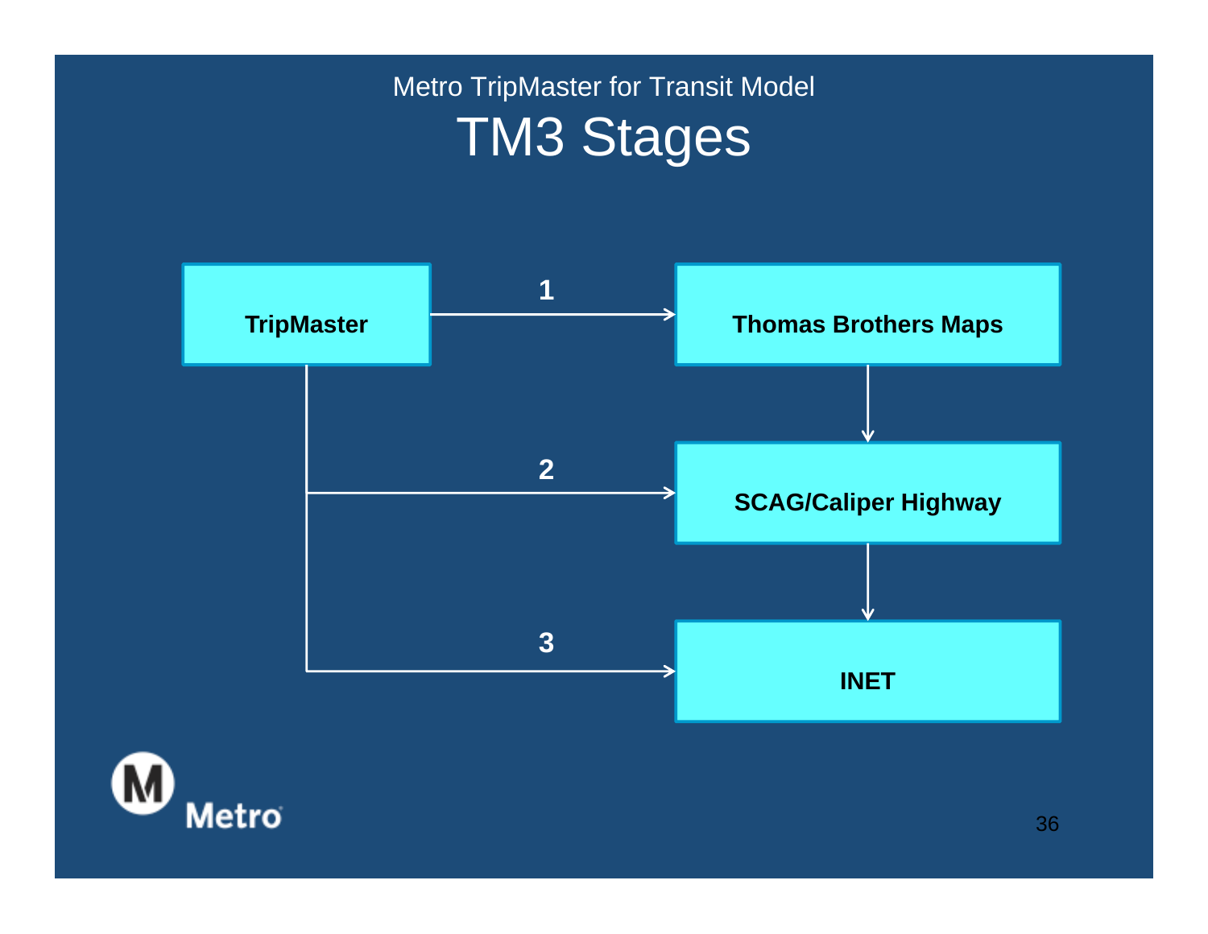Metro TripMaster for Transit Model

# TM3 Stages

- TripMaster → (1) → Thomas Brothers Maps
- TripMaster → (2) → SCAG/Caliper Highway
- TripMaster → (3) → INET
- Thomas Brothers Maps → SCAG/Caliper Highway → INET

Metro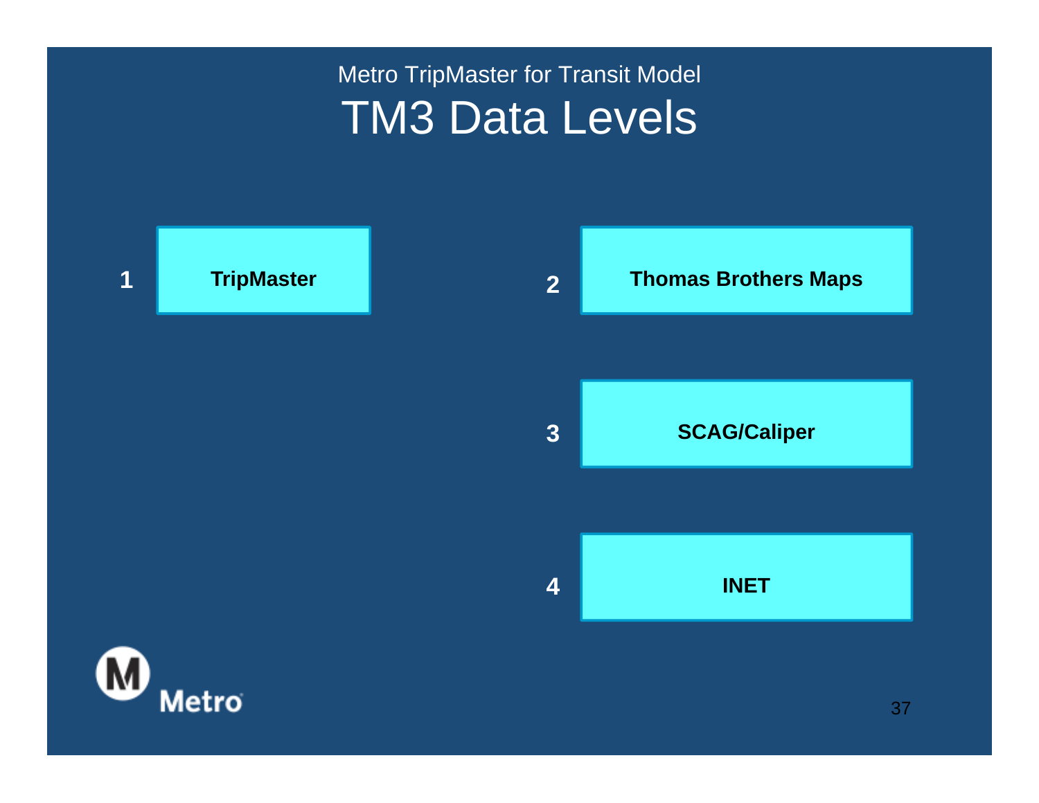Metro TripMaster for Transit Model

# TM3 Data Levels

1. **TripMaster**
2. **Thomas Brothers Maps**
3. **SCAG/Caliper**
4. **INET**

Metro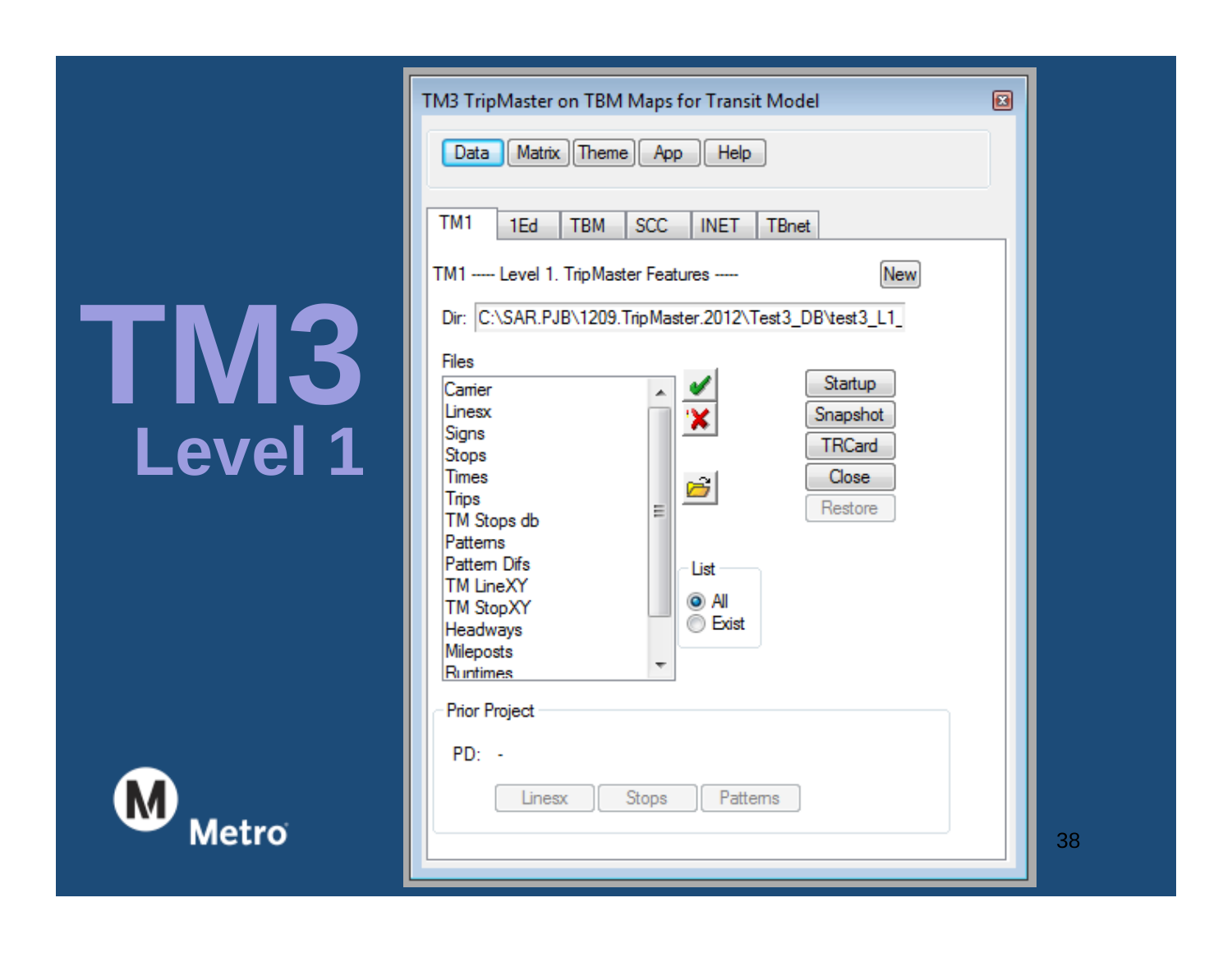# TM3

## Level 1

TM3 TripMaster on TBM Maps for Transit Model

Data | Matrix | Theme | App | Help

TM1 | 1Ed | TBM | SCC | INET | TBnet

TM1 ---- Level 1. TripMaster Features ----

New

Dir: C:\SAR.PJB\1209.TripMaster.2012\Test3_DB\test3_L1_

Files

- Carrier
- Linesx
- Signs
- Stops
- Times
- Trips
- TM Stops db
- Patterns
- Pattern Difs
- TM LineXY
- TM StopXY
- Headways
- Mileposts
- Runtimes

Startup

Snapshot

TRCard

Close

Restore

List

- All
- Exist

Prior Project

PD: -

Linesx | Stops | Patterns

Metro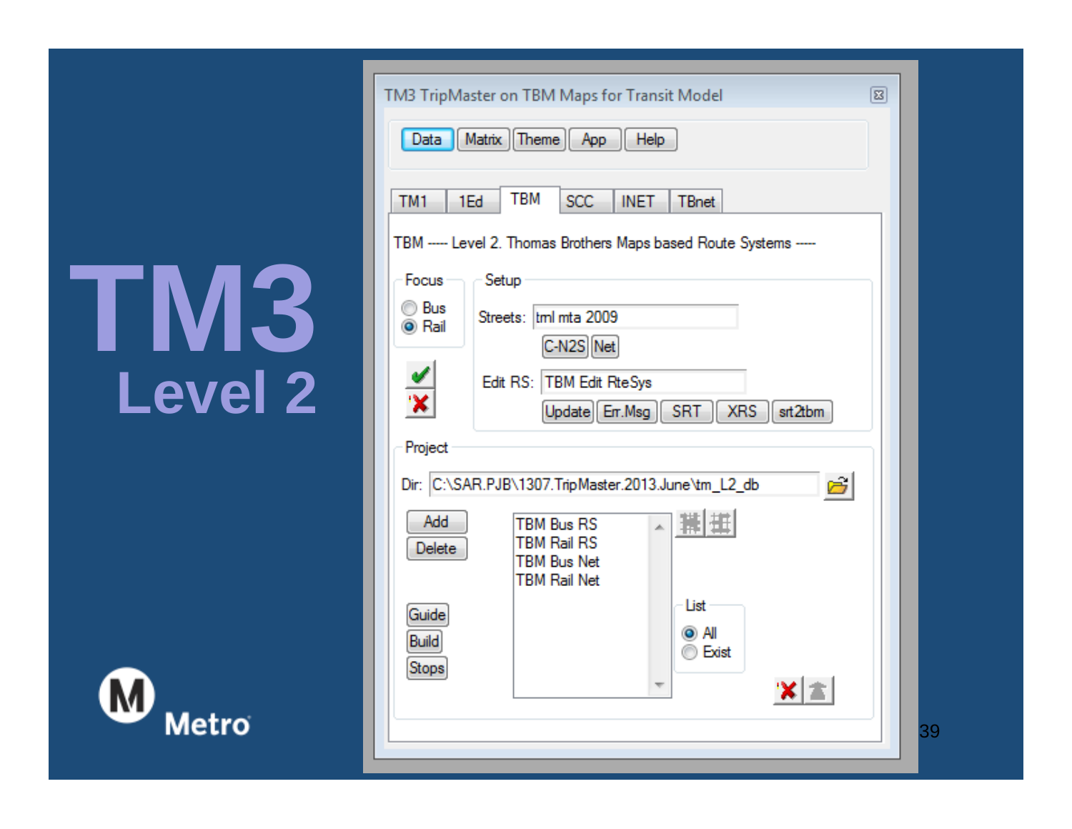# TM3

## Level 2

TM3 TripMaster on TBM Maps for Transit Model

Data | Matrix | Theme | App | Help

TM1 | 1Ed | TBM | SCC | INET | TBnet

TBM ---- Level 2. Thomas Brothers Maps based Route Systems ----

**Focus**

- Bus
- Rail

**Setup**

Streets: tml mta 2009

C-N2S | Net

Edit RS: TBM Edit RteSys

Update | Err.Msg | SRT | XRS | srt2tbm

**Project**

Dir: C:\SAR.PJB\1307.TripMaster.2013.June\tm_L2_db

Add | Delete

- TBM Bus RS
- TBM Rail RS
- TBM Bus Net
- TBM Rail Net

Guide | Build | Stops

**List**

- All
- Exist

Metro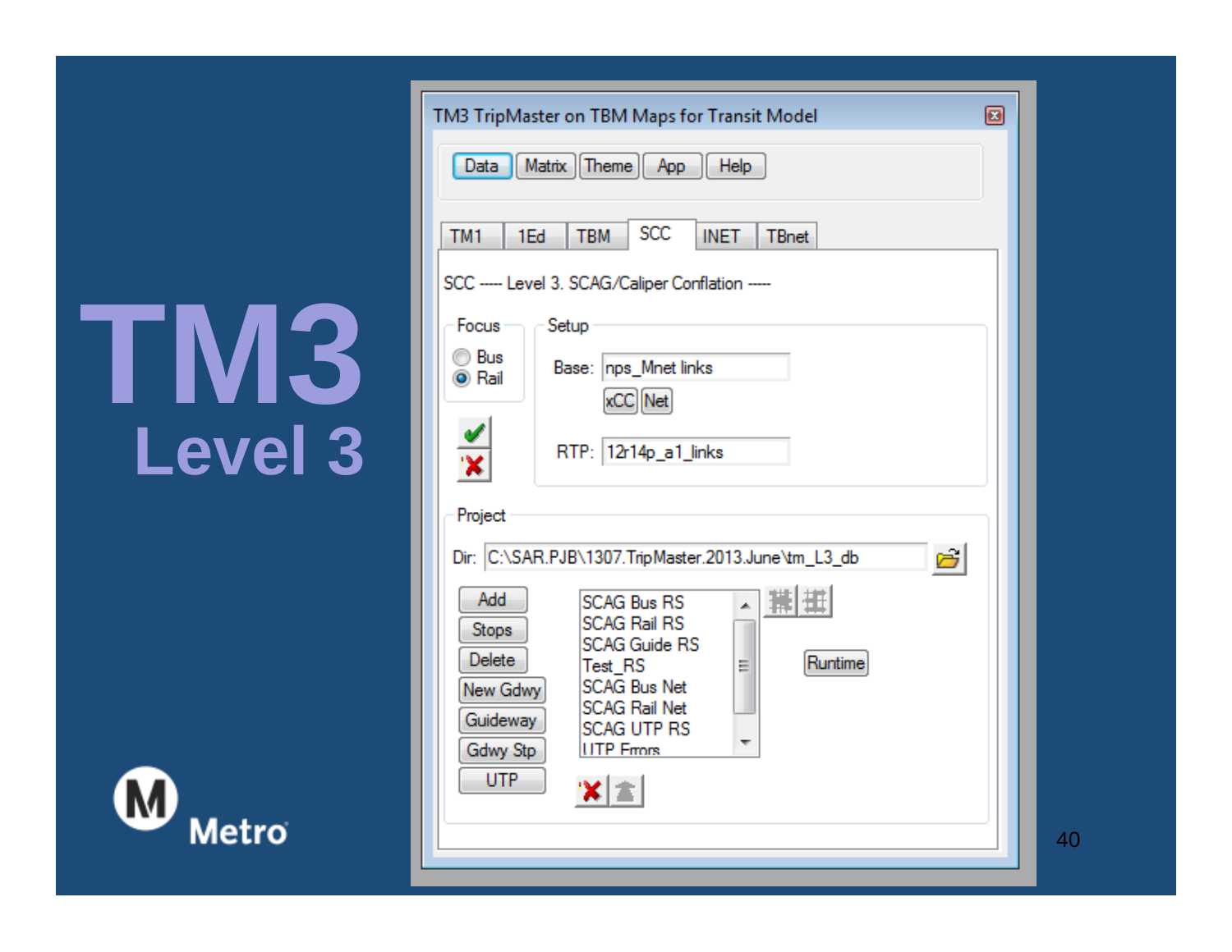# TM3

## Level 3

TM3 TripMaster on TBM Maps for Transit Model

Data | Matrix | Theme | App | Help

TM1 | 1Ed | TBM | SCC | INET | TBnet

SCC ---- Level 3. SCAG/Caliper Conflation ----

**Focus**

- Bus
- Rail

**Setup**

Base: nps_Mnet links

xCC | Net

RTP: 12r14p_a1_links

**Project**

Dir: C:\SAR.PJB\1307.TripMaster.2013.June\tm_L3_db

Add | Stops | Delete | New Gdwy | Guideway | Gdwy Stp | UTP

- SCAG Bus RS
- SCAG Rail RS
- SCAG Guide RS
- Test_RS
- SCAG Bus Net
- SCAG Rail Net
- SCAG UTP RS
- UTP Errors

Runtime

Metro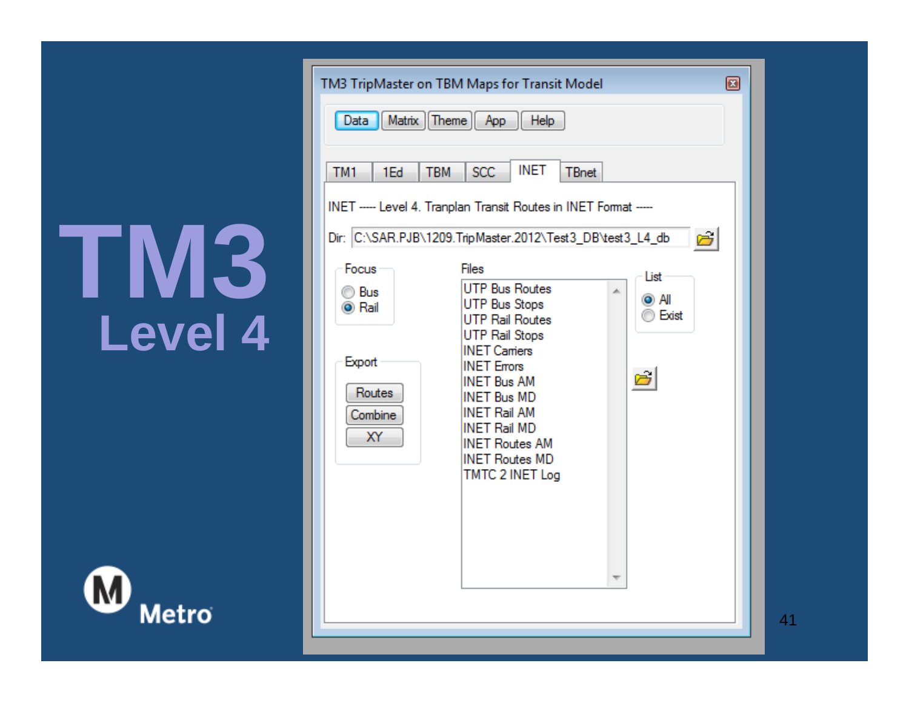# TM3

## Level 4

TM3 TripMaster on TBM Maps for Transit Model

Data | Matrix | Theme | App | Help

TM1 | 1Ed | TBM | SCC | INET | TBnet

INET ---- Level 4. Tranplan Transit Routes in INET Format ----

Dir: C:\SAR.PJB\1209.TripMaster.2012\Test3_DB\test3_L4_db

**Focus**
- Bus
- Rail

**Files**
- UTP Bus Routes
- UTP Bus Stops
- UTP Rail Routes
- UTP Rail Stops
- INET Carriers
- INET Errors
- INET Bus AM
- INET Bus MD
- INET Rail AM
- INET Rail MD
- INET Routes AM
- INET Routes MD
- TMTC 2 INET Log

**List**
- All
- Exist

**Export**
- Routes
- Combine
- XY

Metro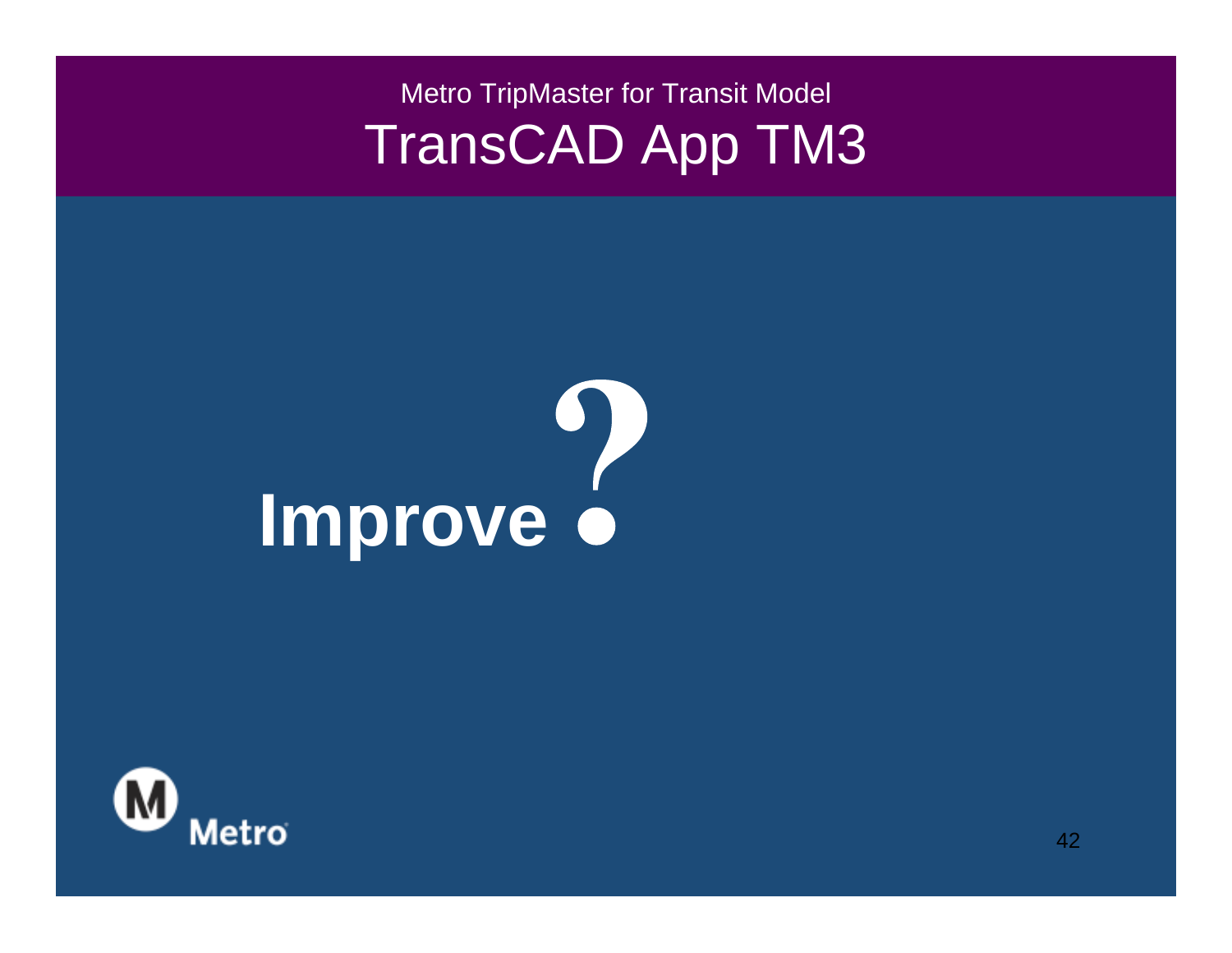Metro TripMaster for Transit Model

# TransCAD App TM3

**Improve?**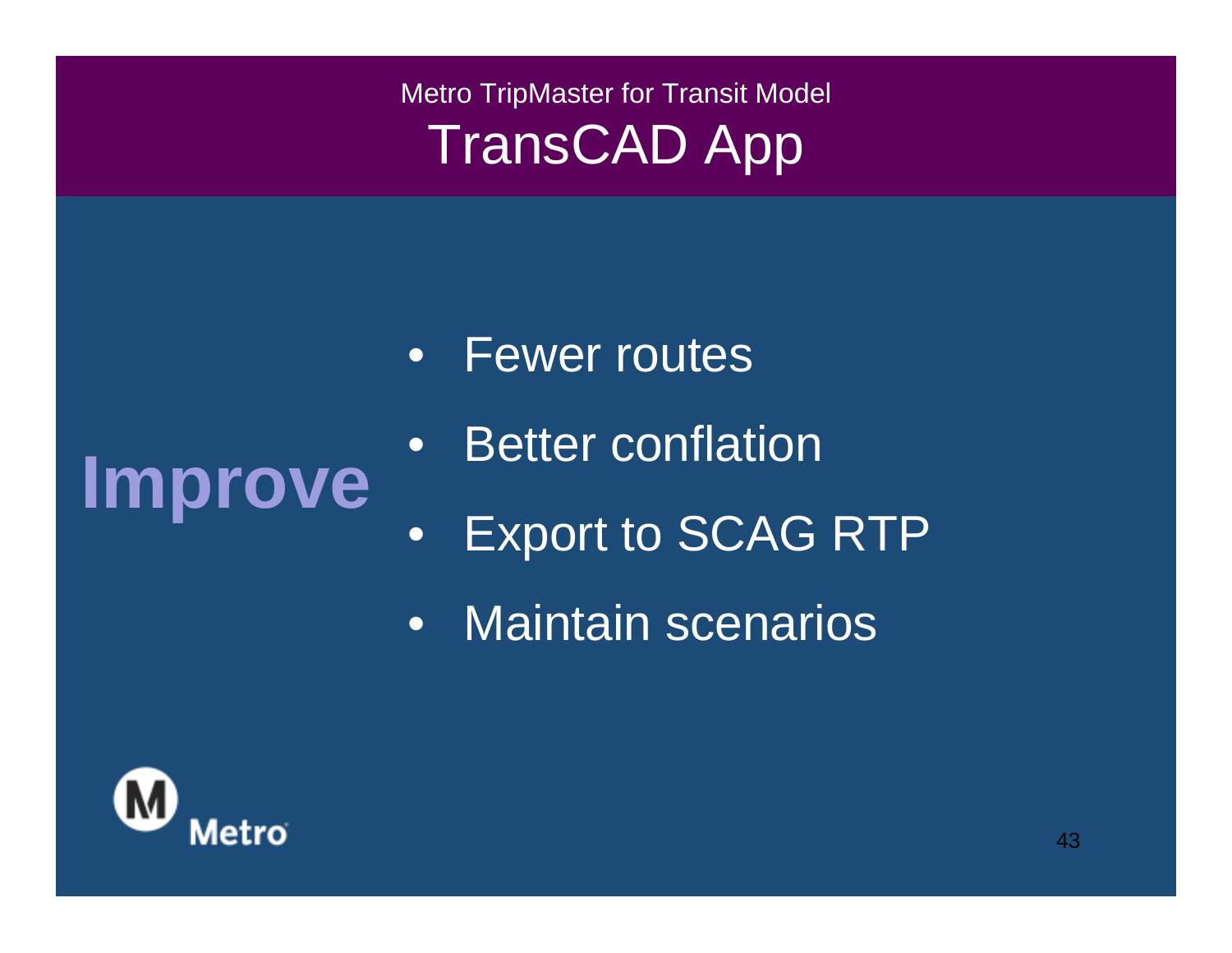Metro TripMaster for Transit Model

# TransCAD App

**Improve**

- Fewer routes
- Better conflation
- Export to SCAG RTP
- Maintain scenarios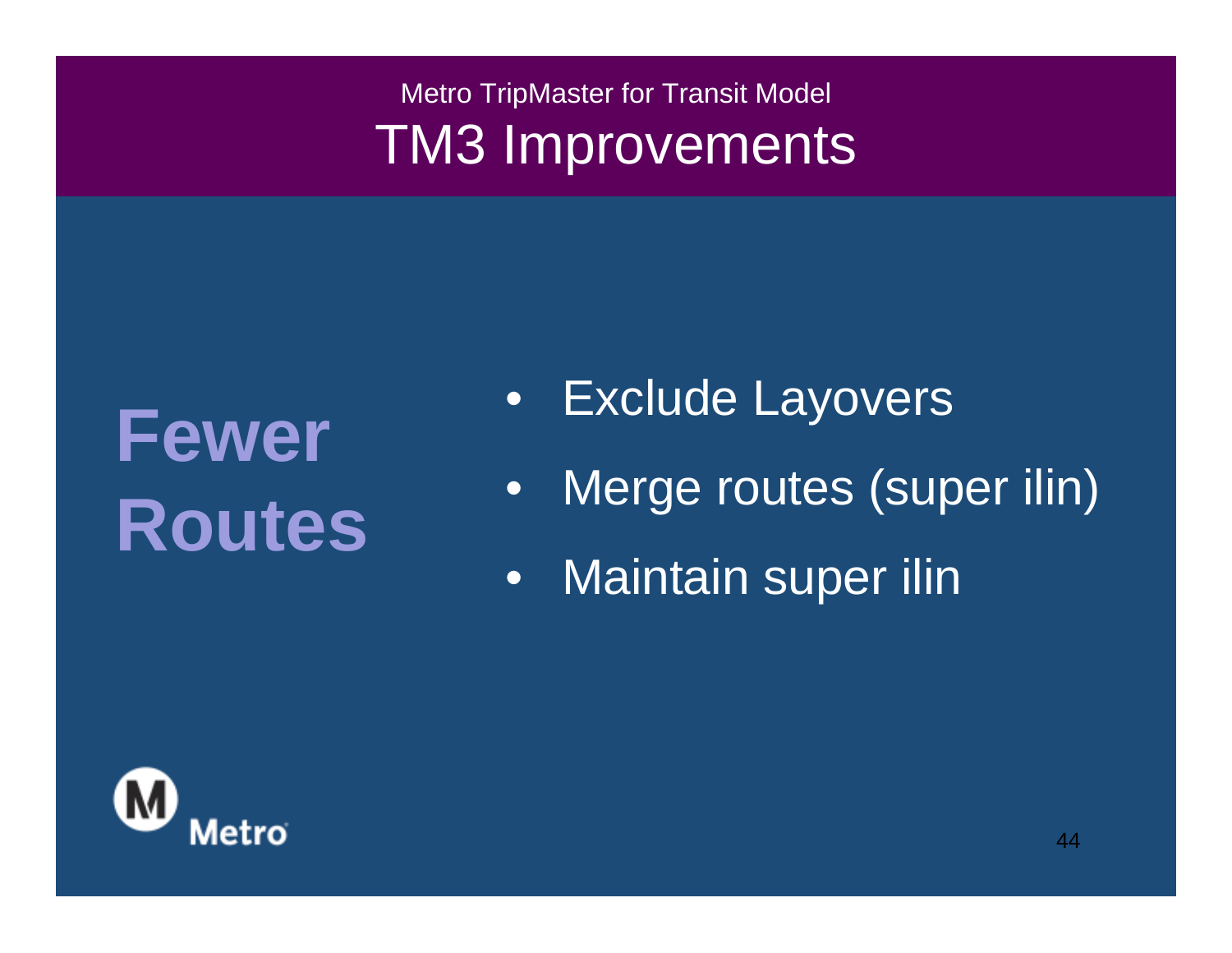Metro TripMaster for Transit Model

# TM3 Improvements

## Fewer Routes

- Exclude Layovers
- Merge routes (super ilin)
- Maintain super ilin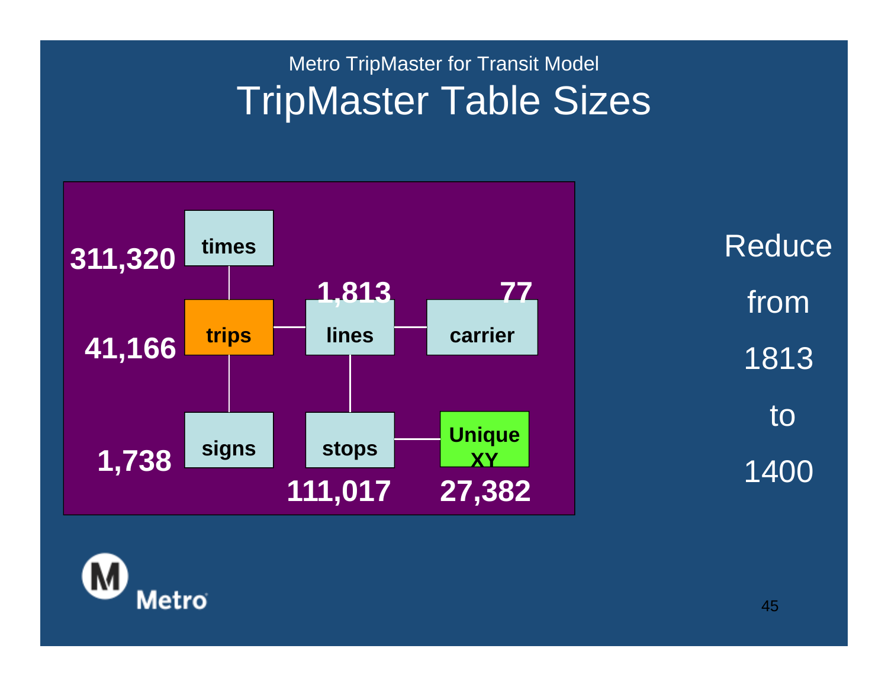Metro TripMaster for Transit Model

# TripMaster Table Sizes

| Table | Size |
| --- | --- |
| times | 311,320 |
| trips | 41,166 |
| lines | 1,813 |
| carrier | 77 |
| signs | 1,738 |
| stops | 111,017 |
| Unique XY | 27,382 |

Reduce from 1813 to 1400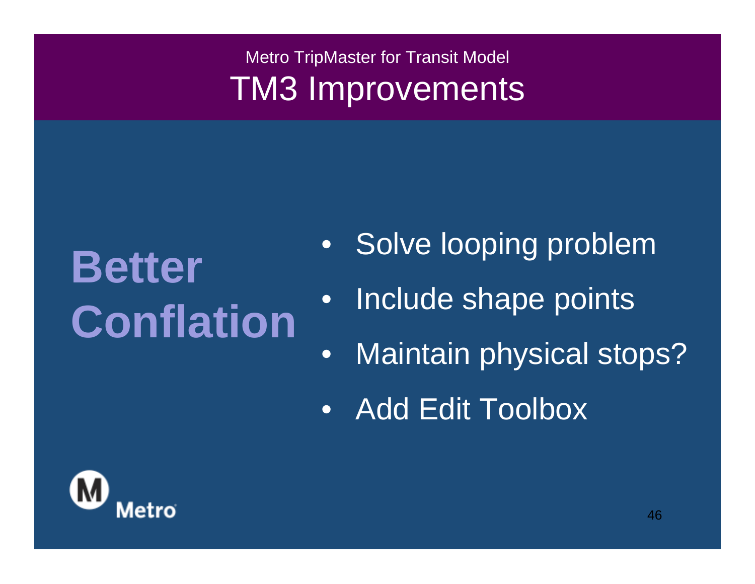Metro TripMaster for Transit Model

# TM3 Improvements

## Better Conflation

- Solve looping problem
- Include shape points
- Maintain physical stops?
- Add Edit Toolbox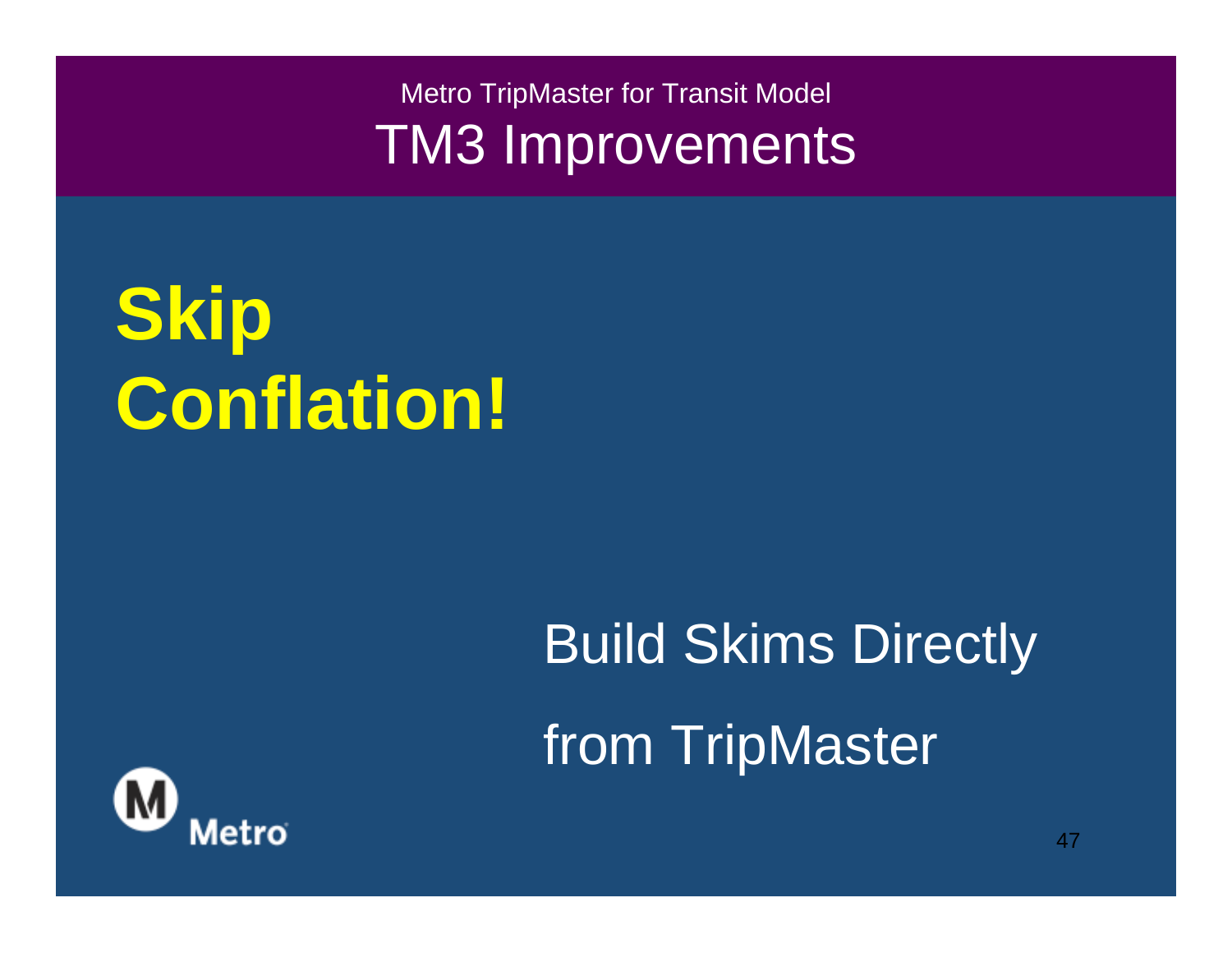Metro TripMaster for Transit Model

# TM3 Improvements

**Skip Conflation!**

Build Skims Directly from TripMaster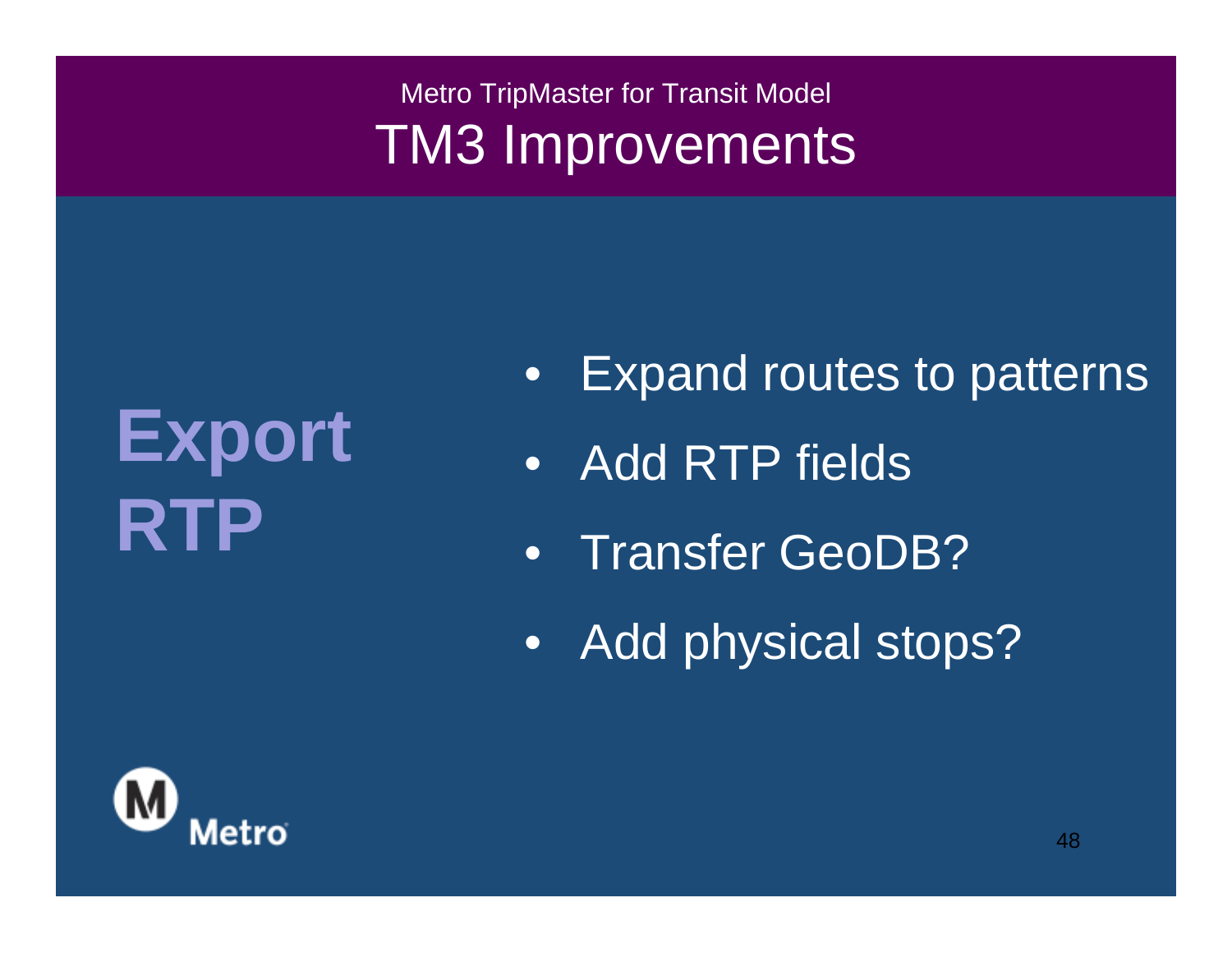Metro TripMaster for Transit Model

# TM3 Improvements

## Export RTP

- Expand routes to patterns
- Add RTP fields
- Transfer GeoDB?
- Add physical stops?

Metro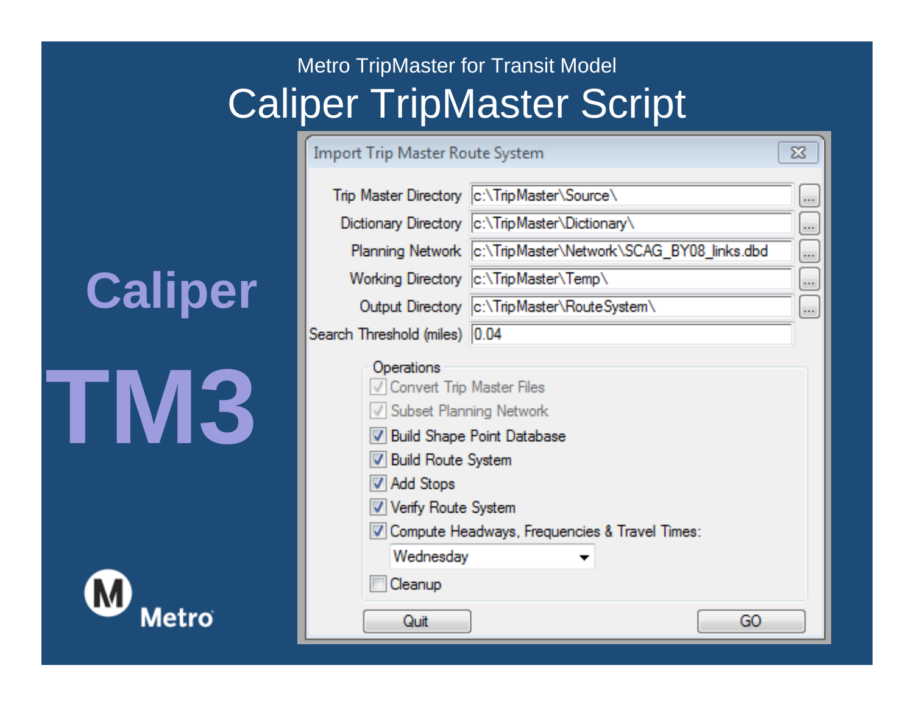Metro TripMaster for Transit Model

# Caliper TripMaster Script

**Caliper**

**TM3**

Import Trip Master Route System

| | |
|---|---|
| Trip Master Directory | c:\TripMaster\Source\ |
| Dictionary Directory | c:\TripMaster\Dictionary\ |
| Planning Network | c:\TripMaster\Network\SCAG_BY08_links.dbd |
| Working Directory | c:\TripMaster\Temp\ |
| Output Directory | c:\TripMaster\RouteSystem\ |
| Search Threshold (miles) | 0.04 |

Operations

- [x] Convert Trip Master Files
- [x] Subset Planning Network
- [x] Build Shape Point Database
- [x] Build Route System
- [x] Add Stops
- [x] Verify Route System
- [x] Compute Headways, Frequencies & Travel Times: Wednesday
- [ ] Cleanup

Quit | GO

Metro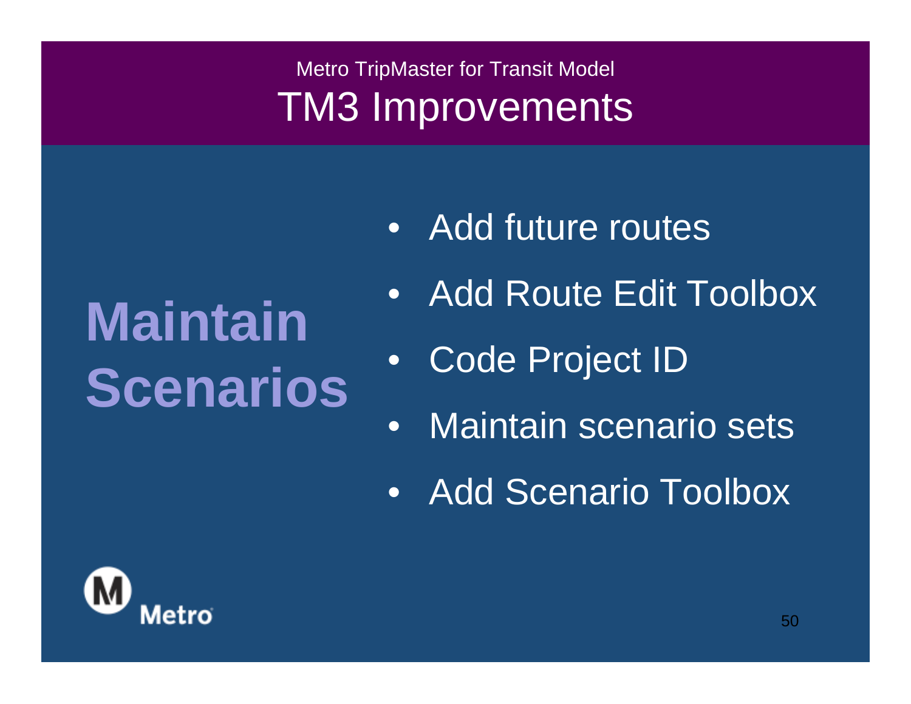Metro TripMaster for Transit Model

# TM3 Improvements

## Maintain Scenarios

- Add future routes
- Add Route Edit Toolbox
- Code Project ID
- Maintain scenario sets
- Add Scenario Toolbox

Metro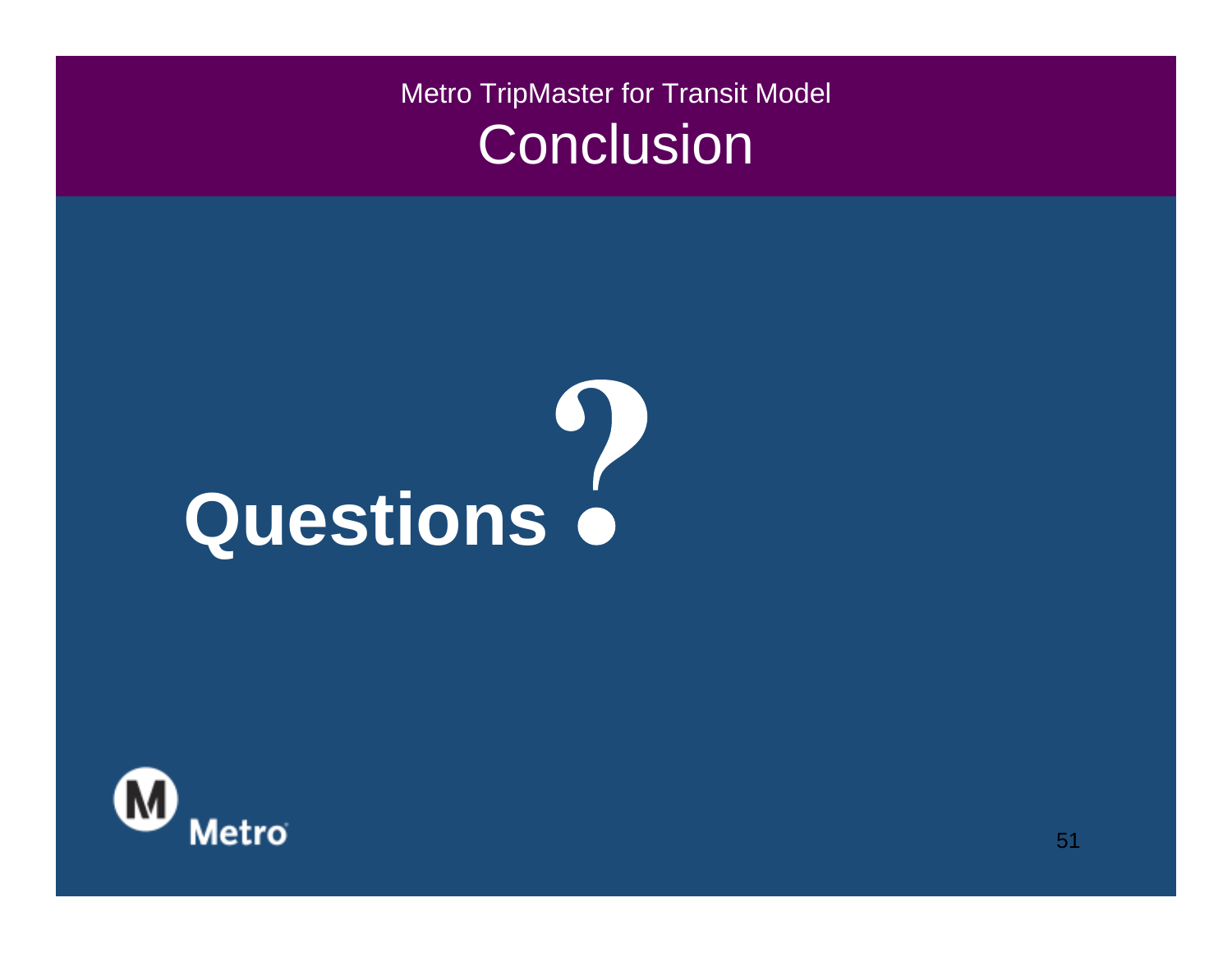Metro TripMaster for Transit Model

# Conclusion

**Questions?**

Metro